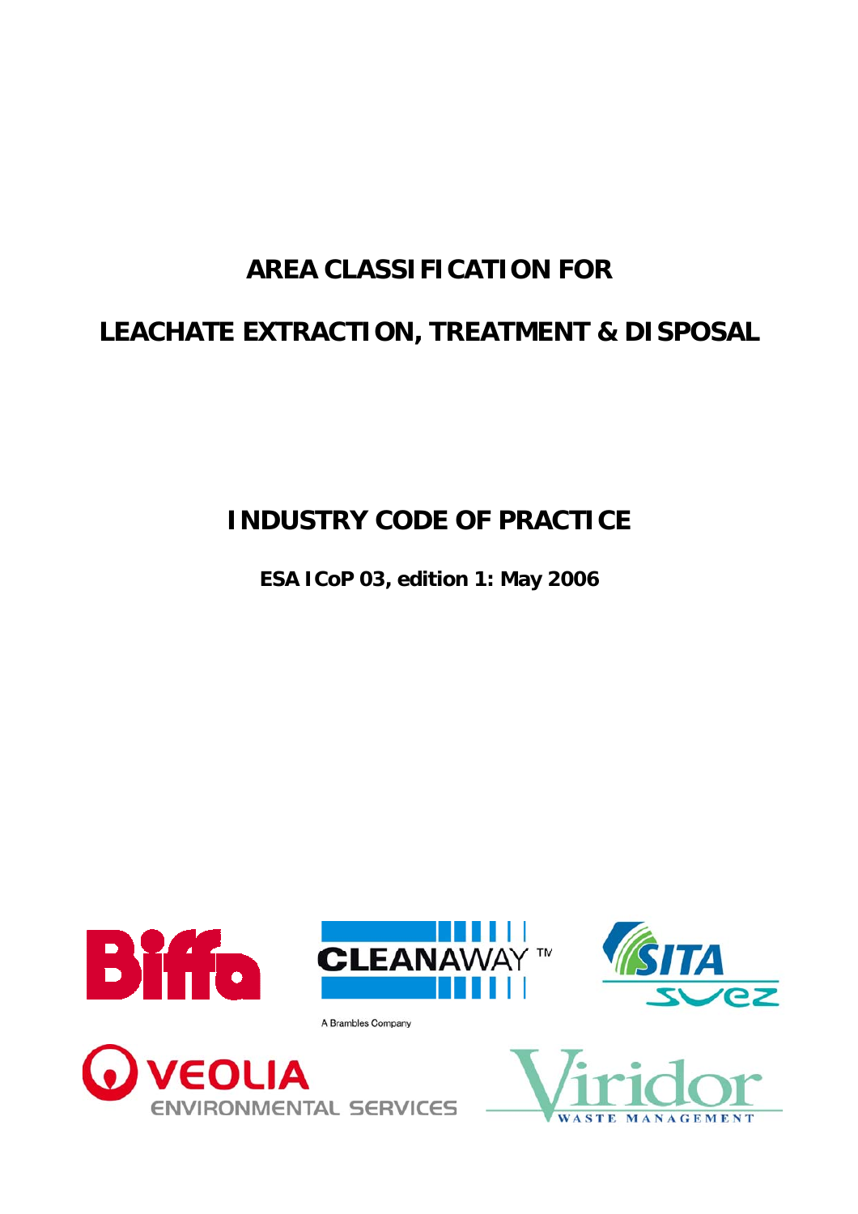# AREA CLASSIFICATION FOR

# LEACHATE EXTRACTION, TREATMENT & DISPOSAL

## INDUSTRY CODE OF PRACTICE

**ESA ICoP 03, edition 1: May 2006**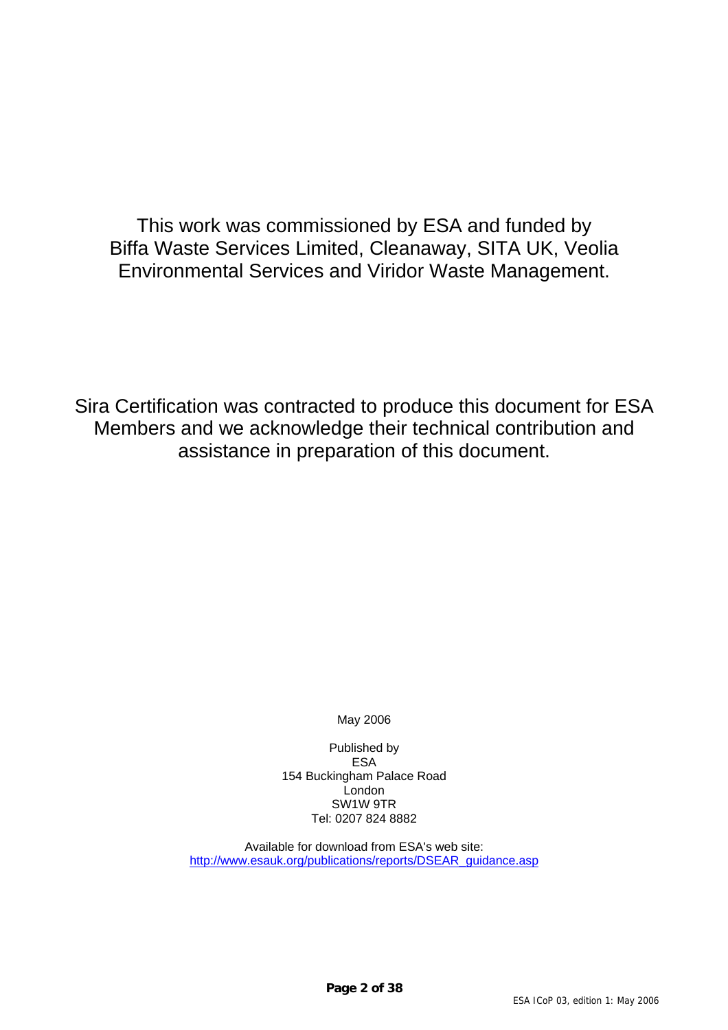This work was commissioned by ESA and funded by Biffa Waste Services Limited, Cleanaway, SITA UK, Veolia Environmental Services and Viridor Waste Management.

Sira Certification was contracted to produce this document for ESA Members and we acknowledge their technical contribution and assistance in preparation of this document.

May 2006

Published by
ESA
154 Buckingham Palace Road
London
SW1W 9TR
Tel: 0207 824 8882

Available for download from ESA's web site:
http://www.esauk.org/publications/reports/DSEAR_guidance.asp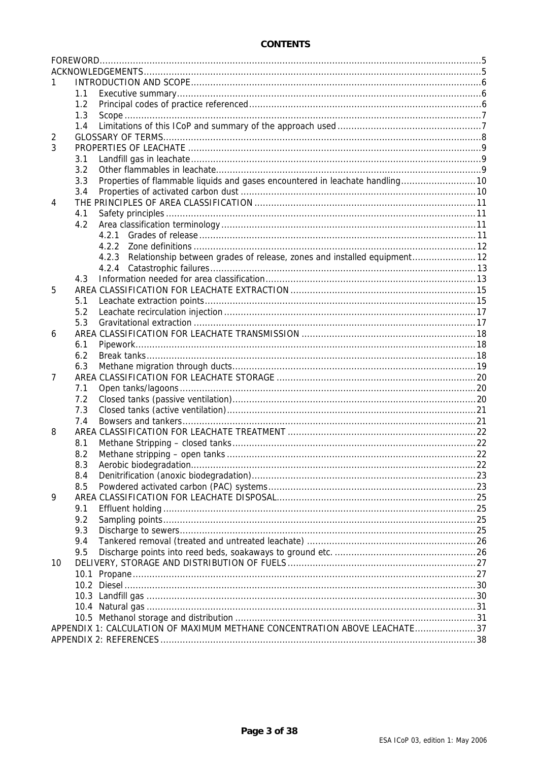# CONTENTS

FOREWORD ..... 5
ACKNOWLEDGEMENTS ..... 5
1 INTRODUCTION AND SCOPE ..... 6
- 1.1 Executive summary ..... 6
- 1.2 Principal codes of practice referenced ..... 6
- 1.3 Scope ..... 7
- 1.4 Limitations of this ICoP and summary of the approach used ..... 7

2 GLOSSARY OF TERMS ..... 8
3 PROPERTIES OF LEACHATE ..... 9
- 3.1 Landfill gas in leachate ..... 9
- 3.2 Other flammables in leachate ..... 9
- 3.3 Properties of flammable liquids and gases encountered in leachate handling ..... 10
- 3.4 Properties of activated carbon dust ..... 10

4 THE PRINCIPLES OF AREA CLASSIFICATION ..... 11
- 4.1 Safety principles ..... 11
- 4.2 Area classification terminology ..... 11
  - 4.2.1 Grades of release ..... 11
  - 4.2.2 Zone definitions ..... 12
  - 4.2.3 Relationship between grades of release, zones and installed equipment ..... 12
  - 4.2.4 Catastrophic failures ..... 13
- 4.3 Information needed for area classification ..... 13

5 AREA CLASSIFICATION FOR LEACHATE EXTRACTION ..... 15
- 5.1 Leachate extraction points ..... 15
- 5.2 Leachate recirculation injection ..... 17
- 5.3 Gravitational extraction ..... 17

6 AREA CLASSIFICATION FOR LEACHATE TRANSMISSION ..... 18
- 6.1 Pipework ..... 18
- 6.2 Break tanks ..... 18
- 6.3 Methane migration through ducts ..... 19

7 AREA CLASSIFICATION FOR LEACHATE STORAGE ..... 20
- 7.1 Open tanks/lagoons ..... 20
- 7.2 Closed tanks (passive ventilation) ..... 20
- 7.3 Closed tanks (active ventilation) ..... 21
- 7.4 Bowsers and tankers ..... 21

8 AREA CLASSIFICATION FOR LEACHATE TREATMENT ..... 22
- 8.1 Methane Stripping – closed tanks ..... 22
- 8.2 Methane stripping – open tanks ..... 22
- 8.3 Aerobic biodegradation ..... 22
- 8.4 Denitrification (anoxic biodegradation) ..... 23
- 8.5 Powdered activated carbon (PAC) systems ..... 23

9 AREA CLASSIFICATION FOR LEACHATE DISPOSAL ..... 25
- 9.1 Effluent holding ..... 25
- 9.2 Sampling points ..... 25
- 9.3 Discharge to sewers ..... 25
- 9.4 Tankered removal (treated and untreated leachate) ..... 26
- 9.5 Discharge points into reed beds, soakaways to ground etc. ..... 26

10 DELIVERY, STORAGE AND DISTRIBUTION OF FUELS ..... 27
- 10.1 Propane ..... 27
- 10.2 Diesel ..... 30
- 10.3 Landfill gas ..... 30
- 10.4 Natural gas ..... 31
- 10.5 Methanol storage and distribution ..... 31

APPENDIX 1: CALCULATION OF MAXIMUM METHANE CONCENTRATION ABOVE LEACHATE ..... 37
APPENDIX 2: REFERENCES ..... 38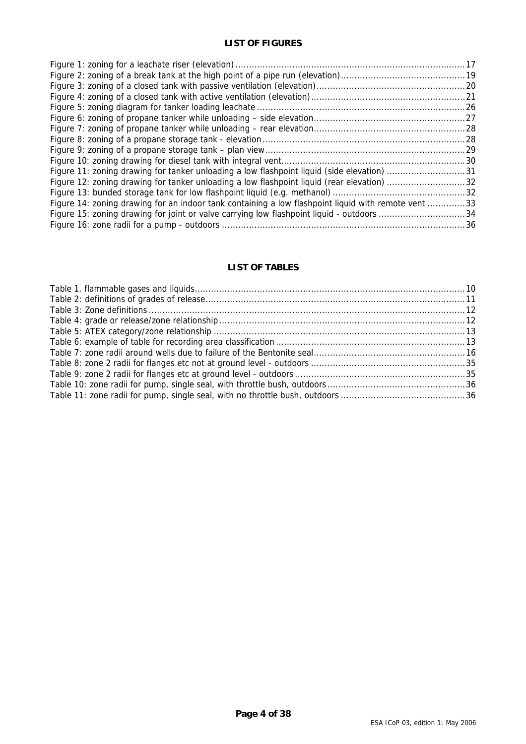## LIST OF FIGURES

Figure 1: zoning for a leachate riser (elevation) ..................................................................................... 17
Figure 2: zoning of a break tank at the high point of a pipe run (elevation) ............................................ 19
Figure 3: zoning of a closed tank with passive ventilation (elevation) ...................................................... 20
Figure 4: zoning of a closed tank with active ventilation (elevation) ......................................................... 21
Figure 5: zoning diagram for tanker loading leachate ............................................................................. 26
Figure 6: zoning of propane tanker while unloading – side elevation ........................................................ 27
Figure 7: zoning of propane tanker while unloading – rear elevation ........................................................ 28
Figure 8: zoning of a propane storage tank - elevation ........................................................................... 28
Figure 9: zoning of a propane storage tank – plan view .......................................................................... 29
Figure 10: zoning drawing for diesel tank with integral vent .................................................................... 30
Figure 11: zoning drawing for tanker unloading a low flashpoint liquid (side elevation) ............................. 31
Figure 12: zoning drawing for tanker unloading a low flashpoint liquid (rear elevation) ............................. 32
Figure 13: bunded storage tank for low flashpoint liquid (e.g. methanol) ................................................. 32
Figure 14: zoning drawing for an indoor tank containing a low flashpoint liquid with remote vent .............. 33
Figure 15: zoning drawing for joint or valve carrying low flashpoint liquid - outdoors ................................ 34
Figure 16: zone radii for a pump - outdoors ........................................................................................... 36

## LIST OF TABLES

Table 1. flammable gases and liquids .................................................................................................... 10
Table 2: definitions of grades of release ................................................................................................ 11
Table 3: Zone definitions ...................................................................................................................... 12
Table 4: grade or release/zone relationship ........................................................................................... 12
Table 5: ATEX category/zone relationship ............................................................................................. 13
Table 6: example of table for recording area classification ...................................................................... 13
Table 7: zone radii around wells due to failure of the Bentonite seal ........................................................ 16
Table 8: zone 2 radii for flanges etc not at ground level - outdoors ......................................................... 35
Table 9: zone 2 radii for flanges etc at ground level - outdoors ............................................................... 35
Table 10: zone radii for pump, single seal, with throttle bush, outdoors ................................................... 36
Table 11: zone radii for pump, single seal, with no throttle bush, outdoors .............................................. 36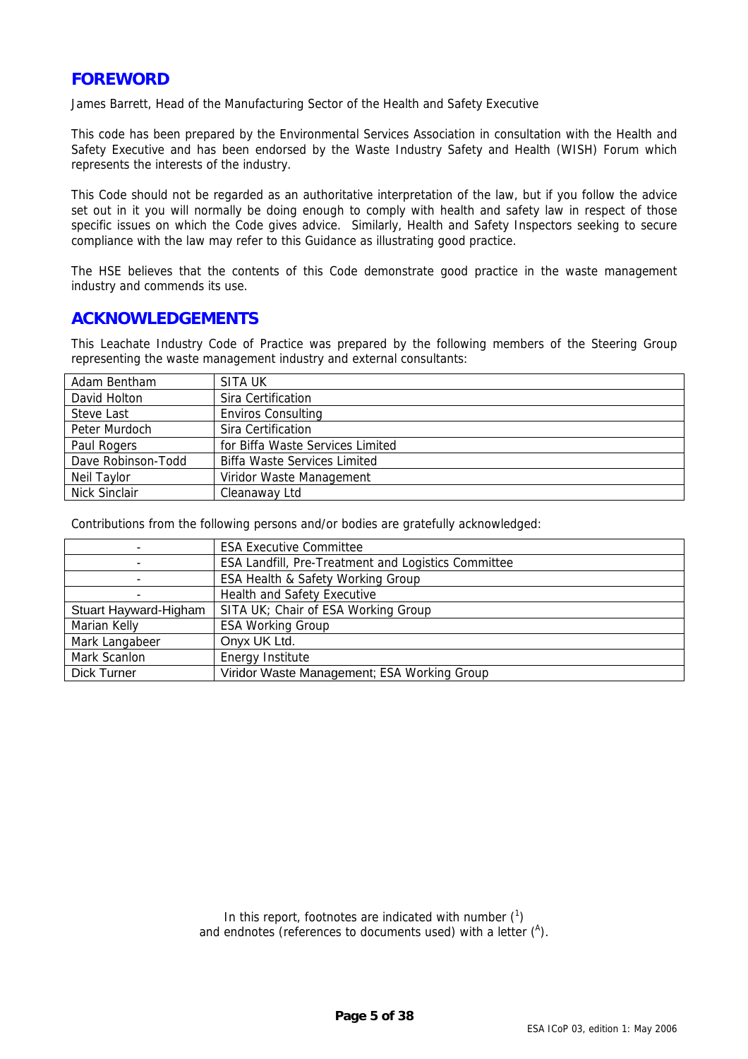## FOREWORD

James Barrett, Head of the Manufacturing Sector of the Health and Safety Executive

This code has been prepared by the Environmental Services Association in consultation with the Health and Safety Executive and has been endorsed by the Waste Industry Safety and Health (WISH) Forum which represents the interests of the industry.

This Code should not be regarded as an authoritative interpretation of the law, but if you follow the advice set out in it you will normally be doing enough to comply with health and safety law in respect of those specific issues on which the Code gives advice. Similarly, Health and Safety Inspectors seeking to secure compliance with the law may refer to this Guidance as illustrating good practice.

The HSE believes that the contents of this Code demonstrate good practice in the waste management industry and commends its use.

## ACKNOWLEDGEMENTS

This Leachate Industry Code of Practice was prepared by the following members of the Steering Group representing the waste management industry and external consultants:

| | |
|---|---|
| Adam Bentham | SITA UK |
| David Holton | Sira Certification |
| Steve Last | Enviros Consulting |
| Peter Murdoch | Sira Certification |
| Paul Rogers | for Biffa Waste Services Limited |
| Dave Robinson-Todd | Biffa Waste Services Limited |
| Neil Taylor | Viridor Waste Management |
| Nick Sinclair | Cleanaway Ltd |

Contributions from the following persons and/or bodies are gratefully acknowledged:

| | |
|---|---|
| - | ESA Executive Committee |
| - | ESA Landfill, Pre-Treatment and Logistics Committee |
| - | ESA Health & Safety Working Group |
| - | Health and Safety Executive |
| Stuart Hayward-Higham | SITA UK; Chair of ESA Working Group |
| Marian Kelly | ESA Working Group |
| Mark Langabeer | Onyx UK Ltd. |
| Mark Scanlon | Energy Institute |
| Dick Turner | Viridor Waste Management; ESA Working Group |

In this report, footnotes are indicated with number ([1]) and endnotes (references to documents used) with a letter ([A]).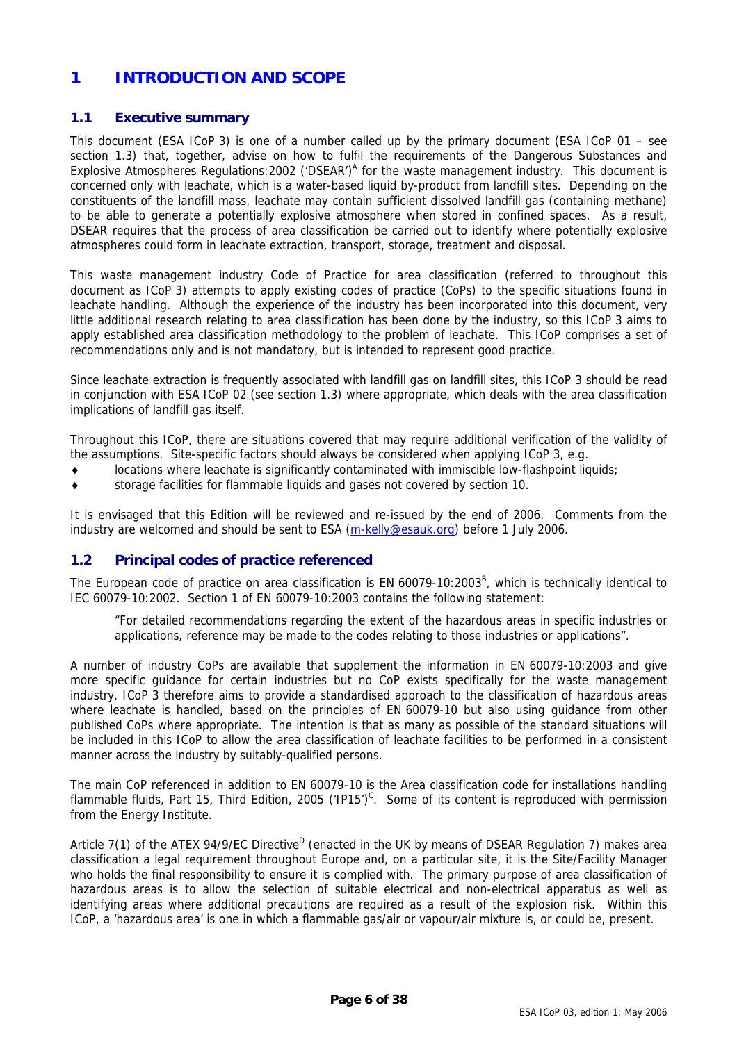# 1 INTRODUCTION AND SCOPE

## 1.1 Executive summary

This document (ESA ICoP 3) is one of a number called up by the primary document (ESA ICoP 01 – see section 1.3) that, together, advise on how to fulfil the requirements of the Dangerous Substances and Explosive Atmospheres Regulations:2002 ('DSEAR')[A] for the waste management industry. This document is concerned only with leachate, which is a water-based liquid by-product from landfill sites. Depending on the constituents of the landfill mass, leachate may contain sufficient dissolved landfill gas (containing methane) to be able to generate a potentially explosive atmosphere when stored in confined spaces. As a result, DSEAR requires that the process of area classification be carried out to identify where potentially explosive atmospheres could form in leachate extraction, transport, storage, treatment and disposal.

This waste management industry Code of Practice for area classification (referred to throughout this document as ICoP 3) attempts to apply existing codes of practice (CoPs) to the specific situations found in leachate handling. Although the experience of the industry has been incorporated into this document, very little additional research relating to area classification has been done by the industry, so this ICoP 3 aims to apply established area classification methodology to the problem of leachate. This ICoP comprises a set of recommendations only and is not mandatory, but is intended to represent good practice.

Since leachate extraction is frequently associated with landfill gas on landfill sites, this ICoP 3 should be read in conjunction with ESA ICoP 02 (see section 1.3) where appropriate, which deals with the area classification implications of landfill gas itself.

Throughout this ICoP, there are situations covered that may require additional verification of the validity of the assumptions. Site-specific factors should always be considered when applying ICoP 3, e.g.

- locations where leachate is significantly contaminated with immiscible low-flashpoint liquids;
- storage facilities for flammable liquids and gases not covered by section 10.

It is envisaged that this Edition will be reviewed and re-issued by the end of 2006. Comments from the industry are welcomed and should be sent to ESA (m-kelly@esauk.org) before 1 July 2006.

## 1.2 Principal codes of practice referenced

The European code of practice on area classification is EN 60079-10:2003[B], which is technically identical to IEC 60079-10:2002. Section 1 of EN 60079-10:2003 contains the following statement:

> "For detailed recommendations regarding the extent of the hazardous areas in specific industries or applications, reference may be made to the codes relating to those industries or applications".

A number of industry CoPs are available that supplement the information in EN 60079-10:2003 and give more specific guidance for certain industries but no CoP exists specifically for the waste management industry. ICoP 3 therefore aims to provide a standardised approach to the classification of hazardous areas where leachate is handled, based on the principles of EN 60079-10 but also using guidance from other published CoPs where appropriate. The intention is that as many as possible of the standard situations will be included in this ICoP to allow the area classification of leachate facilities to be performed in a consistent manner across the industry by suitably-qualified persons.

The main CoP referenced in addition to EN 60079-10 is the Area classification code for installations handling flammable fluids, Part 15, Third Edition, 2005 ('IP15')[C]. Some of its content is reproduced with permission from the Energy Institute.

Article 7(1) of the ATEX 94/9/EC Directive[D] (enacted in the UK by means of DSEAR Regulation 7) makes area classification a legal requirement throughout Europe and, on a particular site, it is the Site/Facility Manager who holds the final responsibility to ensure it is complied with. The primary purpose of area classification of hazardous areas is to allow the selection of suitable electrical and non-electrical apparatus as well as identifying areas where additional precautions are required as a result of the explosion risk. Within this ICoP, a 'hazardous area' is one in which a flammable gas/air or vapour/air mixture is, or could be, present.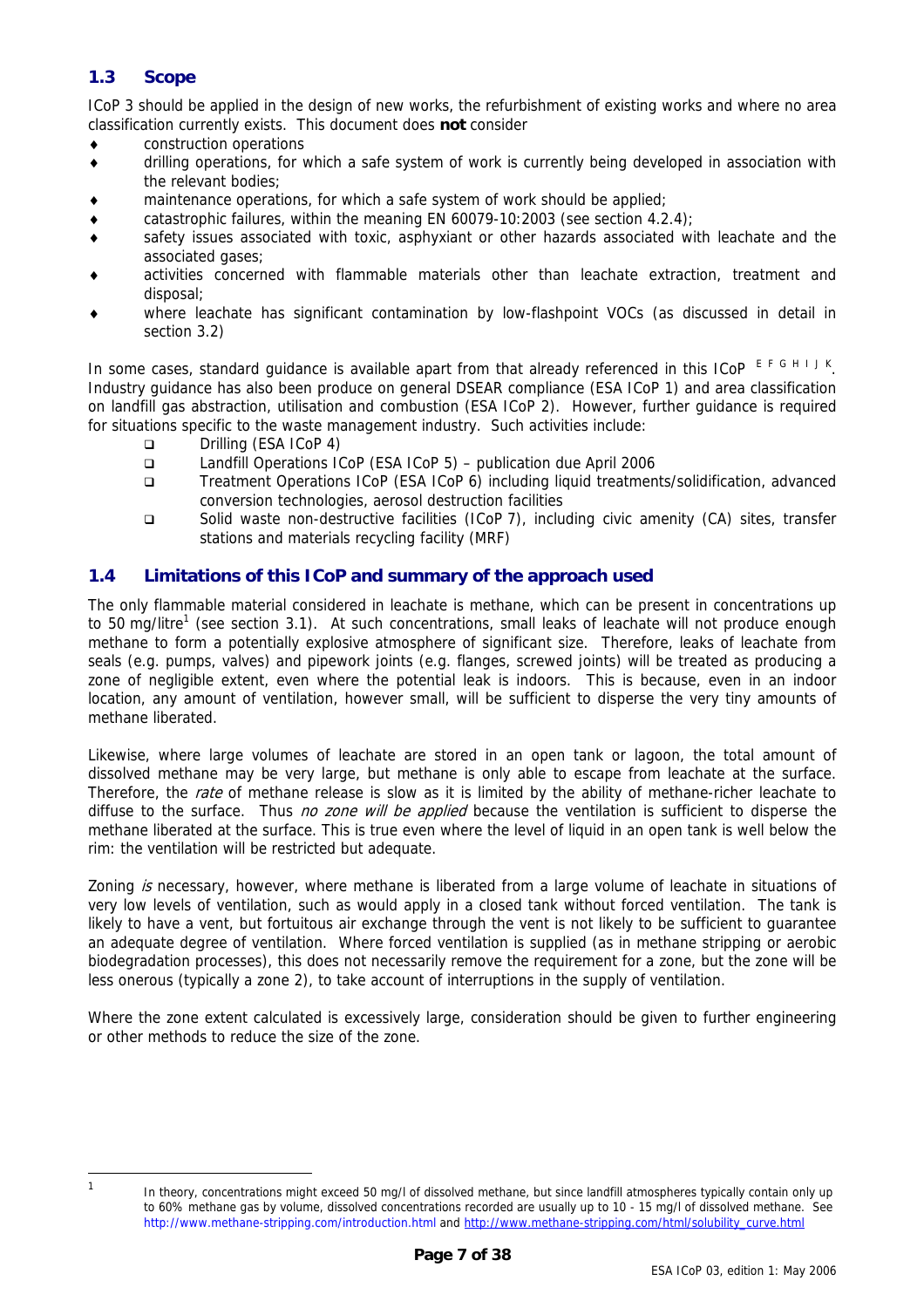## 1.3 Scope

ICoP 3 should be applied in the design of new works, the refurbishment of existing works and where no area classification currently exists. This document does **not** consider

- construction operations
- drilling operations, for which a safe system of work is currently being developed in association with the relevant bodies;
- maintenance operations, for which a safe system of work should be applied;
- catastrophic failures, within the meaning EN 60079-10:2003 (see section 4.2.4);
- safety issues associated with toxic, asphyxiant or other hazards associated with leachate and the associated gases;
- activities concerned with flammable materials other than leachate extraction, treatment and disposal;
- where leachate has significant contamination by low-flashpoint VOCs (as discussed in detail in section 3.2)

In some cases, standard guidance is available apart from that already referenced in this ICoP [E F G H I J K]. Industry guidance has also been produce on general DSEAR compliance (ESA ICoP 1) and area classification on landfill gas abstraction, utilisation and combustion (ESA ICoP 2). However, further guidance is required for situations specific to the waste management industry. Such activities include:

- Drilling (ESA ICoP 4)
- Landfill Operations ICoP (ESA ICoP 5) – publication due April 2006
- Treatment Operations ICoP (ESA ICoP 6) including liquid treatments/solidification, advanced conversion technologies, aerosol destruction facilities
- Solid waste non-destructive facilities (ICoP 7), including civic amenity (CA) sites, transfer stations and materials recycling facility (MRF)

## 1.4 Limitations of this ICoP and summary of the approach used

The only flammable material considered in leachate is methane, which can be present in concentrations up to 50 mg/litre[1] (see section 3.1). At such concentrations, small leaks of leachate will not produce enough methane to form a potentially explosive atmosphere of significant size. Therefore, leaks of leachate from seals (e.g. pumps, valves) and pipework joints (e.g. flanges, screwed joints) will be treated as producing a zone of negligible extent, even where the potential leak is indoors. This is because, even in an indoor location, any amount of ventilation, however small, will be sufficient to disperse the very tiny amounts of methane liberated.

Likewise, where large volumes of leachate are stored in an open tank or lagoon, the total amount of dissolved methane may be very large, but methane is only able to escape from leachate at the surface. Therefore, the *rate* of methane release is slow as it is limited by the ability of methane-richer leachate to diffuse to the surface. Thus *no zone will be applied* because the ventilation is sufficient to disperse the methane liberated at the surface. This is true even where the level of liquid in an open tank is well below the rim: the ventilation will be restricted but adequate.

Zoning *is* necessary, however, where methane is liberated from a large volume of leachate in situations of very low levels of ventilation, such as would apply in a closed tank without forced ventilation. The tank is likely to have a vent, but fortuitous air exchange through the vent is not likely to be sufficient to guarantee an adequate degree of ventilation. Where forced ventilation is supplied (as in methane stripping or aerobic biodegradation processes), this does not necessarily remove the requirement for a zone, but the zone will be less onerous (typically a zone 2), to take account of interruptions in the supply of ventilation.

Where the zone extent calculated is excessively large, consideration should be given to further engineering or other methods to reduce the size of the zone.

---

[1] In theory, concentrations might exceed 50 mg/l of dissolved methane, but since landfill atmospheres typically contain only up to 60% methane gas by volume, dissolved concentrations recorded are usually up to 10 - 15 mg/l of dissolved methane. See http://www.methane-stripping.com/introduction.html and http://www.methane-stripping.com/html/solubility_curve.html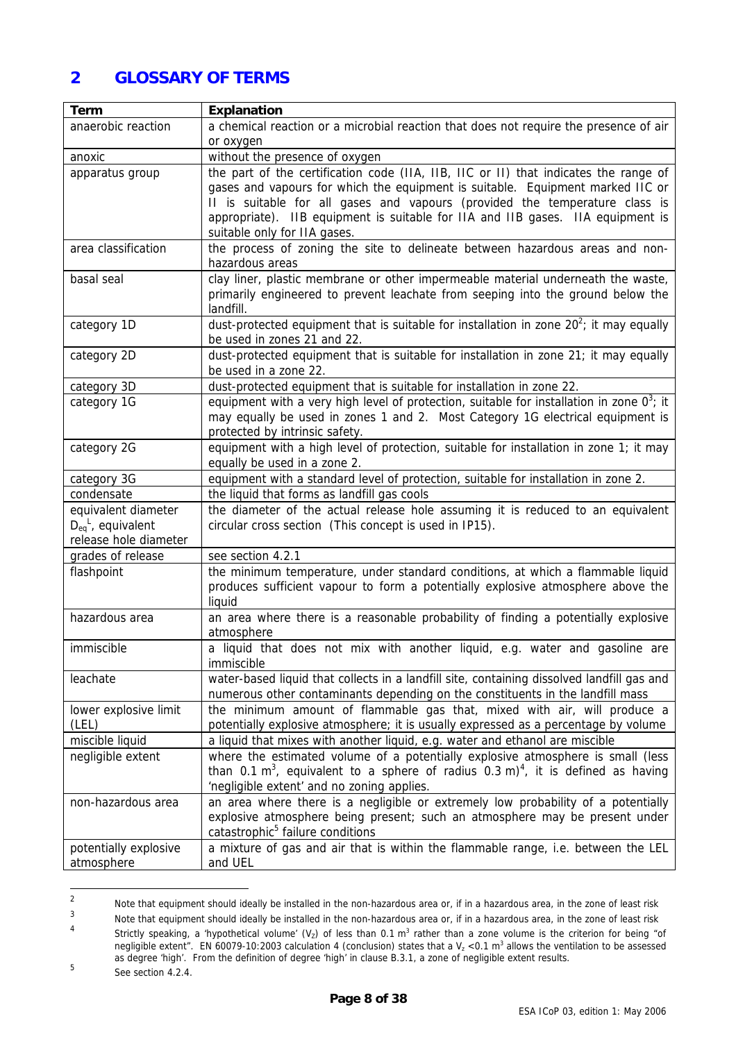## 2 GLOSSARY OF TERMS

| Term | Explanation |
|---|---|
| anaerobic reaction | a chemical reaction or a microbial reaction that does not require the presence of air or oxygen |
| anoxic | without the presence of oxygen |
| apparatus group | the part of the certification code (IIA, IIB, IIC or II) that indicates the range of gases and vapours for which the equipment is suitable. Equipment marked IIC or II is suitable for all gases and vapours (provided the temperature class is appropriate). IIB equipment is suitable for IIA and IIB gases. IIA equipment is suitable only for IIA gases. |
| area classification | the process of zoning the site to delineate between hazardous areas and non-hazardous areas |
| basal seal | clay liner, plastic membrane or other impermeable material underneath the waste, primarily engineered to prevent leachate from seeping into the ground below the landfill. |
| category 1D | dust-protected equipment that is suitable for installation in zone 20[2]; it may equally be used in zones 21 and 22. |
| category 2D | dust-protected equipment that is suitable for installation in zone 21; it may equally be used in a zone 22. |
| category 3D | dust-protected equipment that is suitable for installation in zone 22. |
| category 1G | equipment with a very high level of protection, suitable for installation in zone 0[3]; it may equally be used in zones 1 and 2. Most Category 1G electrical equipment is protected by intrinsic safety. |
| category 2G | equipment with a high level of protection, suitable for installation in zone 1; it may equally be used in a zone 2. |
| category 3G | equipment with a standard level of protection, suitable for installation in zone 2. |
| condensate | the liquid that forms as landfill gas cools |
| equivalent diameter $D_{eq}^{L}$, equivalent release hole diameter | the diameter of the actual release hole assuming it is reduced to an equivalent circular cross section (This concept is used in IP15). |
| grades of release | see section 4.2.1 |
| flashpoint | the minimum temperature, under standard conditions, at which a flammable liquid produces sufficient vapour to form a potentially explosive atmosphere above the liquid |
| hazardous area | an area where there is a reasonable probability of finding a potentially explosive atmosphere |
| immiscible | a liquid that does not mix with another liquid, e.g. water and gasoline are immiscible |
| leachate | water-based liquid that collects in a landfill site, containing dissolved landfill gas and numerous other contaminants depending on the constituents in the landfill mass |
| lower explosive limit (LEL) | the minimum amount of flammable gas that, mixed with air, will produce a potentially explosive atmosphere; it is usually expressed as a percentage by volume |
| miscible liquid | a liquid that mixes with another liquid, e.g. water and ethanol are miscible |
| negligible extent | where the estimated volume of a potentially explosive atmosphere is small (less than 0.1 $m^3$, equivalent to a sphere of radius 0.3 m)[4], it is defined as having 'negligible extent' and no zoning applies. |
| non-hazardous area | an area where there is a negligible or extremely low probability of a potentially explosive atmosphere being present; such an atmosphere may be present under catastrophic[5] failure conditions |
| potentially explosive atmosphere | a mixture of gas and air that is within the flammable range, i.e. between the LEL and UEL |

[2] Note that equipment should ideally be installed in the non-hazardous area or, if in a hazardous area, in the zone of least risk

[3] Note that equipment should ideally be installed in the non-hazardous area or, if in a hazardous area, in the zone of least risk

[4] Strictly speaking, a 'hypothetical volume' ($V_Z$) of less than 0.1 $m^3$ rather than a zone volume is the criterion for being "of negligible extent". EN 60079-10:2003 calculation 4 (conclusion) states that a $V_z$ <0.1 $m^3$ allows the ventilation to be assessed as degree 'high'. From the definition of degree 'high' in clause B.3.1, a zone of negligible extent results.

[5] See section 4.2.4.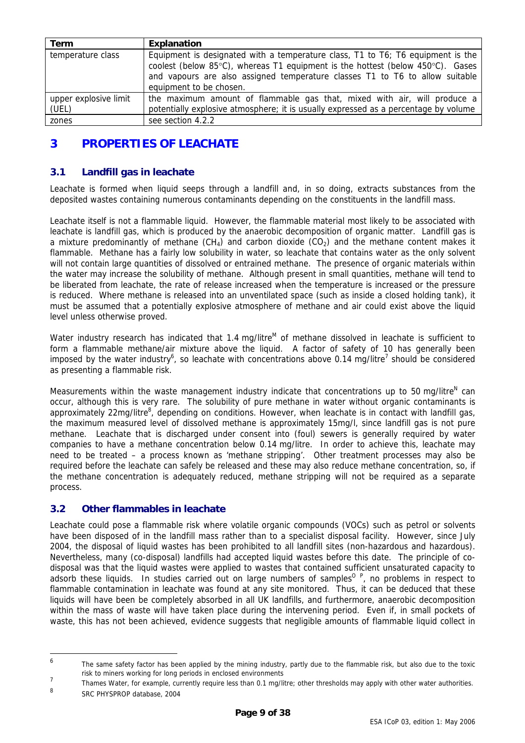| Term | Explanation |
|---|---|
| temperature class | Equipment is designated with a temperature class, T1 to T6; T6 equipment is the coolest (below 85°C), whereas T1 equipment is the hottest (below 450°C). Gases and vapours are also assigned temperature classes T1 to T6 to allow suitable equipment to be chosen. |
| upper explosive limit (UEL) | the maximum amount of flammable gas that, mixed with air, will produce a potentially explosive atmosphere; it is usually expressed as a percentage by volume |
| zones | see section 4.2.2 |

# 3 PROPERTIES OF LEACHATE

## 3.1 Landfill gas in leachate

Leachate is formed when liquid seeps through a landfill and, in so doing, extracts substances from the deposited wastes containing numerous contaminants depending on the constituents in the landfill mass.

Leachate itself is not a flammable liquid. However, the flammable material most likely to be associated with leachate is landfill gas, which is produced by the anaerobic decomposition of organic matter. Landfill gas is a mixture predominantly of methane ($CH_4$) and carbon dioxide ($CO_2$) and the methane content makes it flammable. Methane has a fairly low solubility in water, so leachate that contains water as the only solvent will not contain large quantities of dissolved or entrained methane. The presence of organic materials within the water may increase the solubility of methane. Although present in small quantities, methane will tend to be liberated from leachate, the rate of release increased when the temperature is increased or the pressure is reduced. Where methane is released into an unventilated space (such as inside a closed holding tank), it must be assumed that a potentially explosive atmosphere of methane and air could exist above the liquid level unless otherwise proved.

Water industry research has indicated that 1.4 mg/litre[M] of methane dissolved in leachate is sufficient to form a flammable methane/air mixture above the liquid. A factor of safety of 10 has generally been imposed by the water industry[6], so leachate with concentrations above 0.14 mg/litre[7] should be considered as presenting a flammable risk.

Measurements within the waste management industry indicate that concentrations up to 50 mg/litre[N] can occur, although this is very rare. The solubility of pure methane in water without organic contaminants is approximately 22mg/litre[8], depending on conditions. However, when leachate is in contact with landfill gas, the maximum measured level of dissolved methane is approximately 15mg/l, since landfill gas is not pure methane. Leachate that is discharged under consent into (foul) sewers is generally required by water companies to have a methane concentration below 0.14 mg/litre. In order to achieve this, leachate may need to be treated – a process known as 'methane stripping'. Other treatment processes may also be required before the leachate can safely be released and these may also reduce methane concentration, so, if the methane concentration is adequately reduced, methane stripping will not be required as a separate process.

## 3.2 Other flammables in leachate

Leachate could pose a flammable risk where volatile organic compounds (VOCs) such as petrol or solvents have been disposed of in the landfill mass rather than to a specialist disposal facility. However, since July 2004, the disposal of liquid wastes has been prohibited to all landfill sites (non-hazardous and hazardous). Nevertheless, many (co-disposal) landfills had accepted liquid wastes before this date. The principle of co-disposal was that the liquid wastes were applied to wastes that contained sufficient unsaturated capacity to adsorb these liquids. In studies carried out on large numbers of samples[O P], no problems in respect to flammable contamination in leachate was found at any site monitored. Thus, it can be deduced that these liquids will have been be completely absorbed in all UK landfills, and furthermore, anaerobic decomposition within the mass of waste will have taken place during the intervening period. Even if, in small pockets of waste, this has not been achieved, evidence suggests that negligible amounts of flammable liquid collect in

---

[6] The same safety factor has been applied by the mining industry, partly due to the flammable risk, but also due to the toxic risk to miners working for long periods in enclosed environments

[7] Thames Water, for example, currently require less than 0.1 mg/litre; other thresholds may apply with other water authorities.

[8] SRC PHYSPROP database, 2004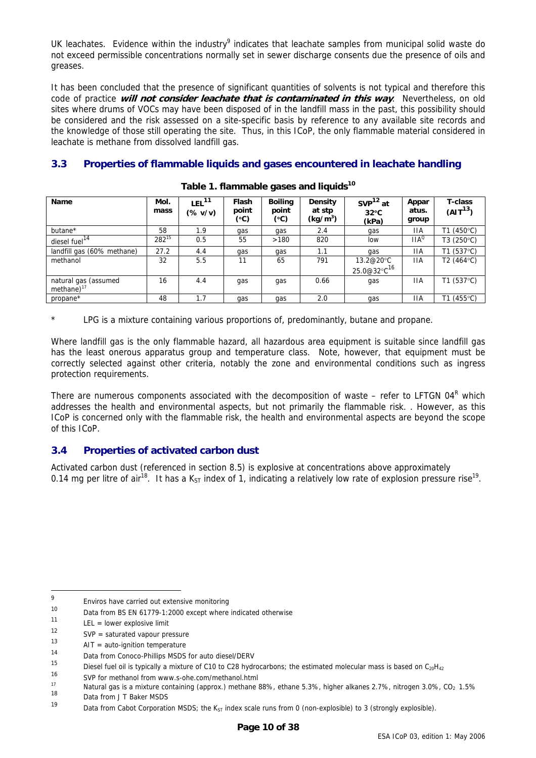UK leachates. Evidence within the industry[9] indicates that leachate samples from municipal solid waste do not exceed permissible concentrations normally set in sewer discharge consents due the presence of oils and greases.

It has been concluded that the presence of significant quantities of solvents is not typical and therefore this code of practice ***will not consider leachate that is contaminated in this way***. Nevertheless, on old sites where drums of VOCs may have been disposed of in the landfill mass in the past, this possibility should be considered and the risk assessed on a site-specific basis by reference to any available site records and the knowledge of those still operating the site. Thus, in this ICoP, the only flammable material considered in leachate is methane from dissolved landfill gas.

## 3.3 Properties of flammable liquids and gases encountered in leachate handling

**Table 1. flammable gases and liquids[10]**

| Name | Mol. mass | LEL[11] (% v/v) | Flash point (°C) | Boiling point (°C) | Density at stp ($kg/m^3$) | SVP[12] at 32°C (kPa) | Apparatus group | T-class (AIT[13]) |
|---|---|---|---|---|---|---|---|---|
| butane* | 58 | 1.9 | gas | gas | 2.4 | gas | IIA | T1 (450°C) |
| diesel fuel[14] | 282[15] | 0.5 | 55 | >180 | 820 | low | IIA[Q] | T3 (250°C) |
| landfill gas (60% methane) | 27.2 | 4.4 | gas | gas | 1.1 | gas | IIA | T1 (537°C) |
| methanol | 32 | 5.5 | 11 | 65 | 791 | 13.2@20°C 25.0@32°C[16] | IIA | T2 (464°C) |
| natural gas (assumed methane)[17] | 16 | 4.4 | gas | gas | 0.66 | gas | IIA | T1 (537°C) |
| propane* | 48 | 1.7 | gas | gas | 2.0 | gas | IIA | T1 (455°C) |

\* LPG is a mixture containing various proportions of, predominantly, butane and propane.

Where landfill gas is the only flammable hazard, all hazardous area equipment is suitable since landfill gas has the least onerous apparatus group and temperature class. Note, however, that equipment must be correctly selected against other criteria, notably the zone and environmental conditions such as ingress protection requirements.

There are numerous components associated with the decomposition of waste – refer to LFTGN 04[R] which addresses the health and environmental aspects, but not primarily the flammable risk. . However, as this ICoP is concerned only with the flammable risk, the health and environmental aspects are beyond the scope of this ICoP.

## 3.4 Properties of activated carbon dust

Activated carbon dust (referenced in section 8.5) is explosive at concentrations above approximately 0.14 mg per litre of air[18]. It has a $K_{ST}$ index of 1, indicating a relatively low rate of explosion pressure rise[19].

---

[9] Enviros have carried out extensive monitoring

[10] Data from BS EN 61779-1:2000 except where indicated otherwise

[11] LEL = lower explosive limit

[12] SVP = saturated vapour pressure

[13] AIT = auto-ignition temperature

[14] Data from Conoco-Phillips MSDS for auto diesel/DERV

[15] Diesel fuel oil is typically a mixture of C10 to C28 hydrocarbons; the estimated molecular mass is based on $C_{20}H_{42}$

[16] SVP for methanol from www.s-ohe.com/methanol.html

[17] Natural gas is a mixture containing (approx.) methane 88%, ethane 5.3%, higher alkanes 2.7%, nitrogen 3.0%, $CO_2$ 1.5%

[18] Data from J T Baker MSDS

[19] Data from Cabot Corporation MSDS; the $K_{ST}$ index scale runs from 0 (non-explosible) to 3 (strongly explosible).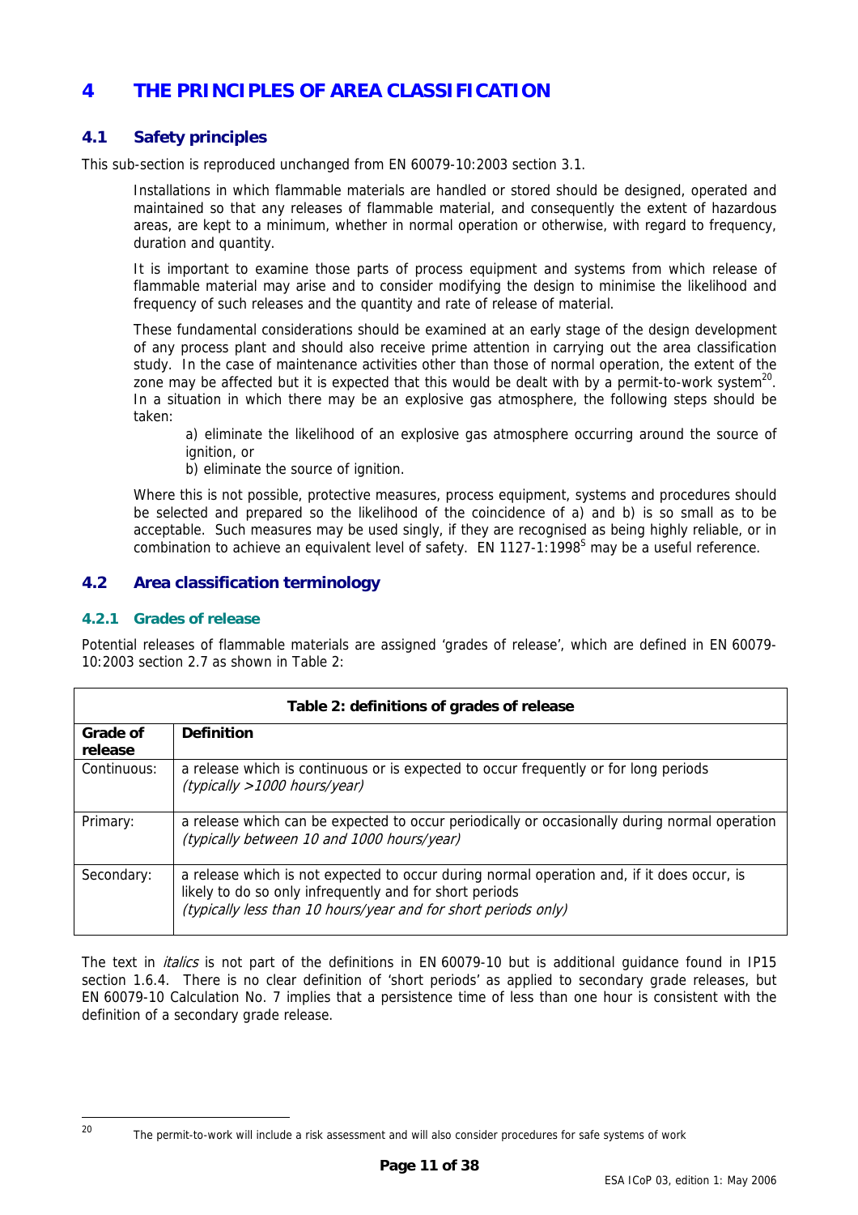# 4 THE PRINCIPLES OF AREA CLASSIFICATION

## 4.1 Safety principles

This sub-section is reproduced unchanged from EN 60079-10:2003 section 3.1.

> Installations in which flammable materials are handled or stored should be designed, operated and maintained so that any releases of flammable material, and consequently the extent of hazardous areas, are kept to a minimum, whether in normal operation or otherwise, with regard to frequency, duration and quantity.
>
> It is important to examine those parts of process equipment and systems from which release of flammable material may arise and to consider modifying the design to minimise the likelihood and frequency of such releases and the quantity and rate of release of material.
>
> These fundamental considerations should be examined at an early stage of the design development of any process plant and should also receive prime attention in carrying out the area classification study. In the case of maintenance activities other than those of normal operation, the extent of the zone may be affected but it is expected that this would be dealt with by a permit-to-work system[20]. In a situation in which there may be an explosive gas atmosphere, the following steps should be taken:
>
> a) eliminate the likelihood of an explosive gas atmosphere occurring around the source of ignition, or
>
> b) eliminate the source of ignition.
>
> Where this is not possible, protective measures, process equipment, systems and procedures should be selected and prepared so the likelihood of the coincidence of a) and b) is so small as to be acceptable. Such measures may be used singly, if they are recognised as being highly reliable, or in combination to achieve an equivalent level of safety. EN 1127-1:1998[S] may be a useful reference.

## 4.2 Area classification terminology

### 4.2.1 Grades of release

Potential releases of flammable materials are assigned 'grades of release', which are defined in EN 60079-10:2003 section 2.7 as shown in Table 2:

**Table 2: definitions of grades of release**

| Grade of release | Definition |
|---|---|
| Continuous: | a release which is continuous or is expected to occur frequently or for long periods *(typically >1000 hours/year)* |
| Primary: | a release which can be expected to occur periodically or occasionally during normal operation *(typically between 10 and 1000 hours/year)* |
| Secondary: | a release which is not expected to occur during normal operation and, if it does occur, is likely to do so only infrequently and for short periods *(typically less than 10 hours/year and for short periods only)* |

The text in *italics* is not part of the definitions in EN 60079-10 but is additional guidance found in IP15 section 1.6.4. There is no clear definition of 'short periods' as applied to secondary grade releases, but EN 60079-10 Calculation No. 7 implies that a persistence time of less than one hour is consistent with the definition of a secondary grade release.

---

[20] The permit-to-work will include a risk assessment and will also consider procedures for safe systems of work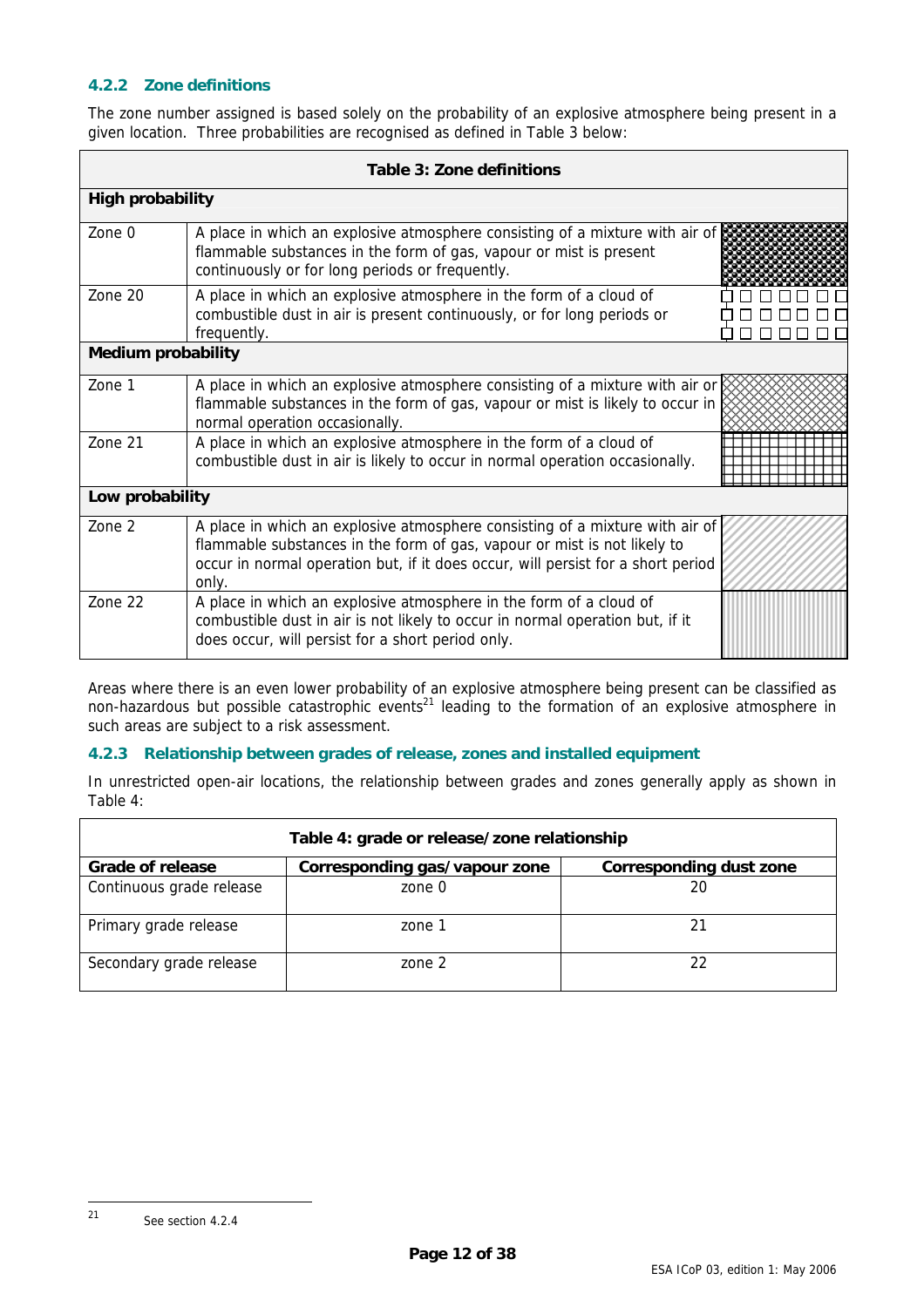### 4.2.2 Zone definitions

The zone number assigned is based solely on the probability of an explosive atmosphere being present in a given location. Three probabilities are recognised as defined in Table 3 below:

| Table 3: Zone definitions | |
|---|---|
| **High probability** | |
| Zone 0 | A place in which an explosive atmosphere consisting of a mixture with air of flammable substances in the form of gas, vapour or mist is present continuously or for long periods or frequently. |
| Zone 20 | A place in which an explosive atmosphere in the form of a cloud of combustible dust in air is present continuously, or for long periods or frequently. |
| **Medium probability** | |
| Zone 1 | A place in which an explosive atmosphere consisting of a mixture with air or flammable substances in the form of gas, vapour or mist is likely to occur in normal operation occasionally. |
| Zone 21 | A place in which an explosive atmosphere in the form of a cloud of combustible dust in air is likely to occur in normal operation occasionally. |
| **Low probability** | |
| Zone 2 | A place in which an explosive atmosphere consisting of a mixture with air of flammable substances in the form of gas, vapour or mist is not likely to occur in normal operation but, if it does occur, will persist for a short period only. |
| Zone 22 | A place in which an explosive atmosphere in the form of a cloud of combustible dust in air is not likely to occur in normal operation but, if it does occur, will persist for a short period only. |

Areas where there is an even lower probability of an explosive atmosphere being present can be classified as non-hazardous but possible catastrophic events[21] leading to the formation of an explosive atmosphere in such areas are subject to a risk assessment.

### 4.2.3 Relationship between grades of release, zones and installed equipment

In unrestricted open-air locations, the relationship between grades and zones generally apply as shown in Table 4:

| Table 4: grade or release/zone relationship | | |
|---|---|---|
| **Grade of release** | **Corresponding gas/vapour zone** | **Corresponding dust zone** |
| Continuous grade release | zone 0 | 20 |
| Primary grade release | zone 1 | 21 |
| Secondary grade release | zone 2 | 22 |

[21] See section 4.2.4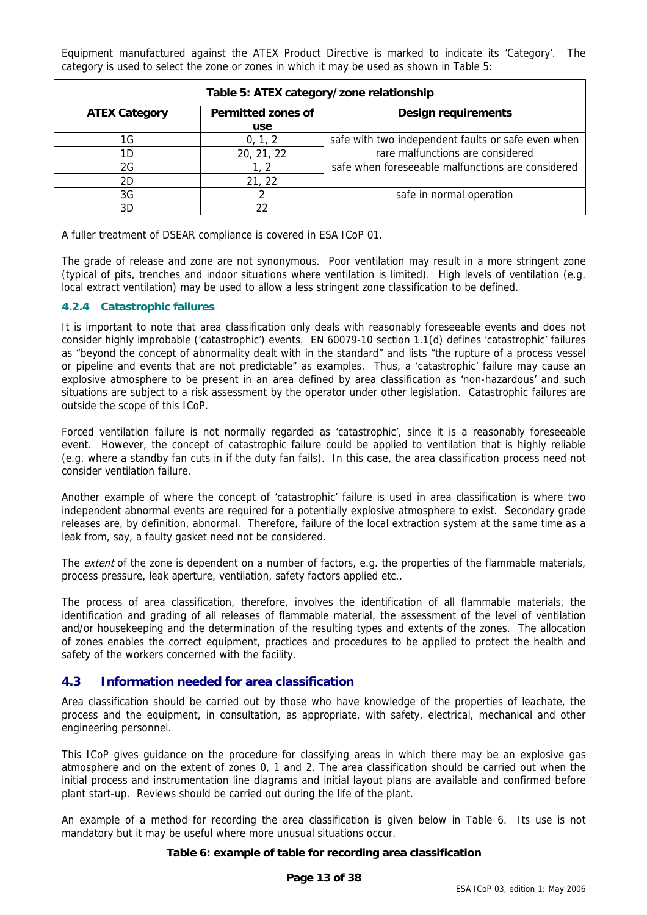Equipment manufactured against the ATEX Product Directive is marked to indicate its 'Category'. The category is used to select the zone or zones in which it may be used as shown in Table 5:

**Table 5: ATEX category/zone relationship**

| ATEX Category | Permitted zones of use | Design requirements |
|---|---|---|
| 1G | 0, 1, 2 | safe with two independent faults or safe even when rare malfunctions are considered |
| 1D | 20, 21, 22 | |
| 2G | 1, 2 | safe when foreseeable malfunctions are considered |
| 2D | 21, 22 | |
| 3G | 2 | safe in normal operation |
| 3D | 22 | |

A fuller treatment of DSEAR compliance is covered in ESA ICoP 01.

The grade of release and zone are not synonymous. Poor ventilation may result in a more stringent zone (typical of pits, trenches and indoor situations where ventilation is limited). High levels of ventilation (e.g. local extract ventilation) may be used to allow a less stringent zone classification to be defined.

### 4.2.4 Catastrophic failures

It is important to note that area classification only deals with reasonably foreseeable events and does not consider highly improbable ('catastrophic') events. EN 60079-10 section 1.1(d) defines 'catastrophic' failures as "beyond the concept of abnormality dealt with in the standard" and lists "the rupture of a process vessel or pipeline and events that are not predictable" as examples. Thus, a 'catastrophic' failure may cause an explosive atmosphere to be present in an area defined by area classification as 'non-hazardous' and such situations are subject to a risk assessment by the operator under other legislation. Catastrophic failures are outside the scope of this ICoP.

Forced ventilation failure is not normally regarded as 'catastrophic', since it is a reasonably foreseeable event. However, the concept of catastrophic failure could be applied to ventilation that is highly reliable (e.g. where a standby fan cuts in if the duty fan fails). In this case, the area classification process need not consider ventilation failure.

Another example of where the concept of 'catastrophic' failure is used in area classification is where two independent abnormal events are required for a potentially explosive atmosphere to exist. Secondary grade releases are, by definition, abnormal. Therefore, failure of the local extraction system at the same time as a leak from, say, a faulty gasket need not be considered.

The *extent* of the zone is dependent on a number of factors, e.g. the properties of the flammable materials, process pressure, leak aperture, ventilation, safety factors applied etc..

The process of area classification, therefore, involves the identification of all flammable materials, the identification and grading of all releases of flammable material, the assessment of the level of ventilation and/or housekeeping and the determination of the resulting types and extents of the zones. The allocation of zones enables the correct equipment, practices and procedures to be applied to protect the health and safety of the workers concerned with the facility.

## 4.3 Information needed for area classification

Area classification should be carried out by those who have knowledge of the properties of leachate, the process and the equipment, in consultation, as appropriate, with safety, electrical, mechanical and other engineering personnel.

This ICoP gives guidance on the procedure for classifying areas in which there may be an explosive gas atmosphere and on the extent of zones 0, 1 and 2. The area classification should be carried out when the initial process and instrumentation line diagrams and initial layout plans are available and confirmed before plant start-up. Reviews should be carried out during the life of the plant.

An example of a method for recording the area classification is given below in Table 6. Its use is not mandatory but it may be useful where more unusual situations occur.

**Table 6: example of table for recording area classification**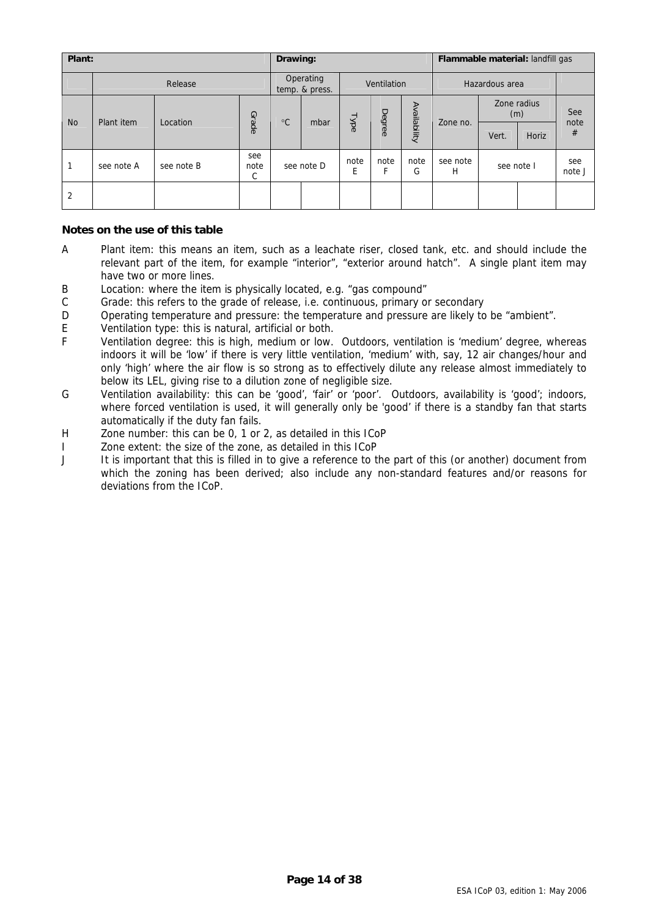| Plant: | | | | Drawing: | | | | | Flammable material: landfill gas | | | |
|---|---|---|---|---|---|---|---|---|---|---|---|---|
| | Release | | | Operating temp. & press. | | Ventilation | | | Hazardous area | | | |
| No | Plant item | Location | Grade | °C | mbar | Type | Degree | Availability | Zone no. | Zone radius (m) | | See note # |
| | | | | | | | | | | Vert. | Horiz | |
| 1 | see note A | see note B | see note C | see note D | | note E | note F | note G | see note H | see note I | | see note J |
| 2 | | | | | | | | | | | | |

**Notes on the use of this table**

A Plant item: this means an item, such as a leachate riser, closed tank, etc. and should include the relevant part of the item, for example "interior", "exterior around hatch". A single plant item may have two or more lines.

B Location: where the item is physically located, e.g. "gas compound"

C Grade: this refers to the grade of release, i.e. continuous, primary or secondary

D Operating temperature and pressure: the temperature and pressure are likely to be "ambient".

E Ventilation type: this is natural, artificial or both.

F Ventilation degree: this is high, medium or low. Outdoors, ventilation is 'medium' degree, whereas indoors it will be 'low' if there is very little ventilation, 'medium' with, say, 12 air changes/hour and only 'high' where the air flow is so strong as to effectively dilute any release almost immediately to below its LEL, giving rise to a dilution zone of negligible size.

G Ventilation availability: this can be 'good', 'fair' or 'poor'. Outdoors, availability is 'good'; indoors, where forced ventilation is used, it will generally only be 'good' if there is a standby fan that starts automatically if the duty fan fails.

H Zone number: this can be 0, 1 or 2, as detailed in this ICoP

I Zone extent: the size of the zone, as detailed in this ICoP

J It is important that this is filled in to give a reference to the part of this (or another) document from which the zoning has been derived; also include any non-standard features and/or reasons for deviations from the ICoP.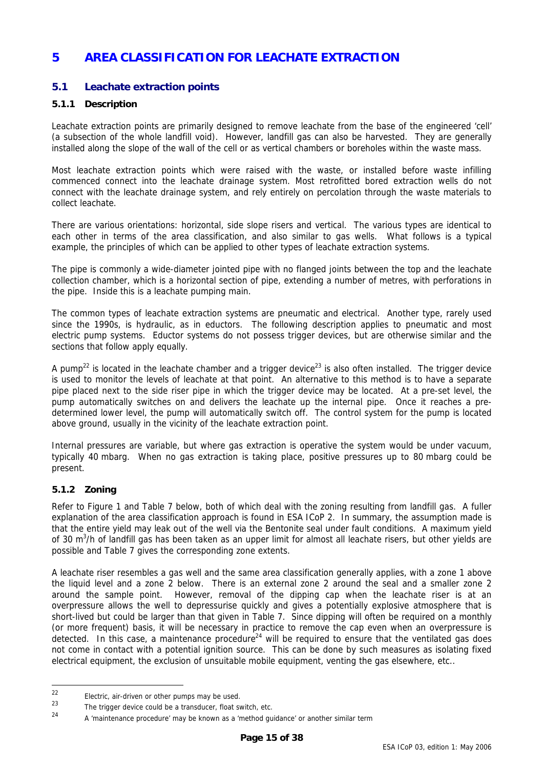# 5 AREA CLASSIFICATION FOR LEACHATE EXTRACTION

## 5.1 Leachate extraction points

### 5.1.1 Description

Leachate extraction points are primarily designed to remove leachate from the base of the engineered 'cell' (a subsection of the whole landfill void). However, landfill gas can also be harvested. They are generally installed along the slope of the wall of the cell or as vertical chambers or boreholes within the waste mass.

Most leachate extraction points which were raised with the waste, or installed before waste infilling commenced connect into the leachate drainage system. Most retrofitted bored extraction wells do not connect with the leachate drainage system, and rely entirely on percolation through the waste materials to collect leachate.

There are various orientations: horizontal, side slope risers and vertical. The various types are identical to each other in terms of the area classification, and also similar to gas wells. What follows is a typical example, the principles of which can be applied to other types of leachate extraction systems.

The pipe is commonly a wide-diameter jointed pipe with no flanged joints between the top and the leachate collection chamber, which is a horizontal section of pipe, extending a number of metres, with perforations in the pipe. Inside this is a leachate pumping main.

The common types of leachate extraction systems are pneumatic and electrical. Another type, rarely used since the 1990s, is hydraulic, as in eductors. The following description applies to pneumatic and most electric pump systems. Eductor systems do not possess trigger devices, but are otherwise similar and the sections that follow apply equally.

A pump[22] is located in the leachate chamber and a trigger device[23] is also often installed. The trigger device is used to monitor the levels of leachate at that point. An alternative to this method is to have a separate pipe placed next to the side riser pipe in which the trigger device may be located. At a pre-set level, the pump automatically switches on and delivers the leachate up the internal pipe. Once it reaches a pre-determined lower level, the pump will automatically switch off. The control system for the pump is located above ground, usually in the vicinity of the leachate extraction point.

Internal pressures are variable, but where gas extraction is operative the system would be under vacuum, typically 40 mbarg. When no gas extraction is taking place, positive pressures up to 80 mbarg could be present.

### 5.1.2 Zoning

Refer to Figure 1 and Table 7 below, both of which deal with the zoning resulting from landfill gas. A fuller explanation of the area classification approach is found in ESA ICoP 2. In summary, the assumption made is that the entire yield may leak out of the well via the Bentonite seal under fault conditions. A maximum yield of 30 $m^3$/h of landfill gas has been taken as an upper limit for almost all leachate risers, but other yields are possible and Table 7 gives the corresponding zone extents.

A leachate riser resembles a gas well and the same area classification generally applies, with a zone 1 above the liquid level and a zone 2 below. There is an external zone 2 around the seal and a smaller zone 2 around the sample point. However, removal of the dipping cap when the leachate riser is at an overpressure allows the well to depressurise quickly and gives a potentially explosive atmosphere that is short-lived but could be larger than that given in Table 7. Since dipping will often be required on a monthly (or more frequent) basis, it will be necessary in practice to remove the cap even when an overpressure is detected. In this case, a maintenance procedure[24] will be required to ensure that the ventilated gas does not come in contact with a potential ignition source. This can be done by such measures as isolating fixed electrical equipment, the exclusion of unsuitable mobile equipment, venting the gas elsewhere, etc..

---

[22] Electric, air-driven or other pumps may be used.

[23] The trigger device could be a transducer, float switch, etc.

[24] A 'maintenance procedure' may be known as a 'method guidance' or another similar term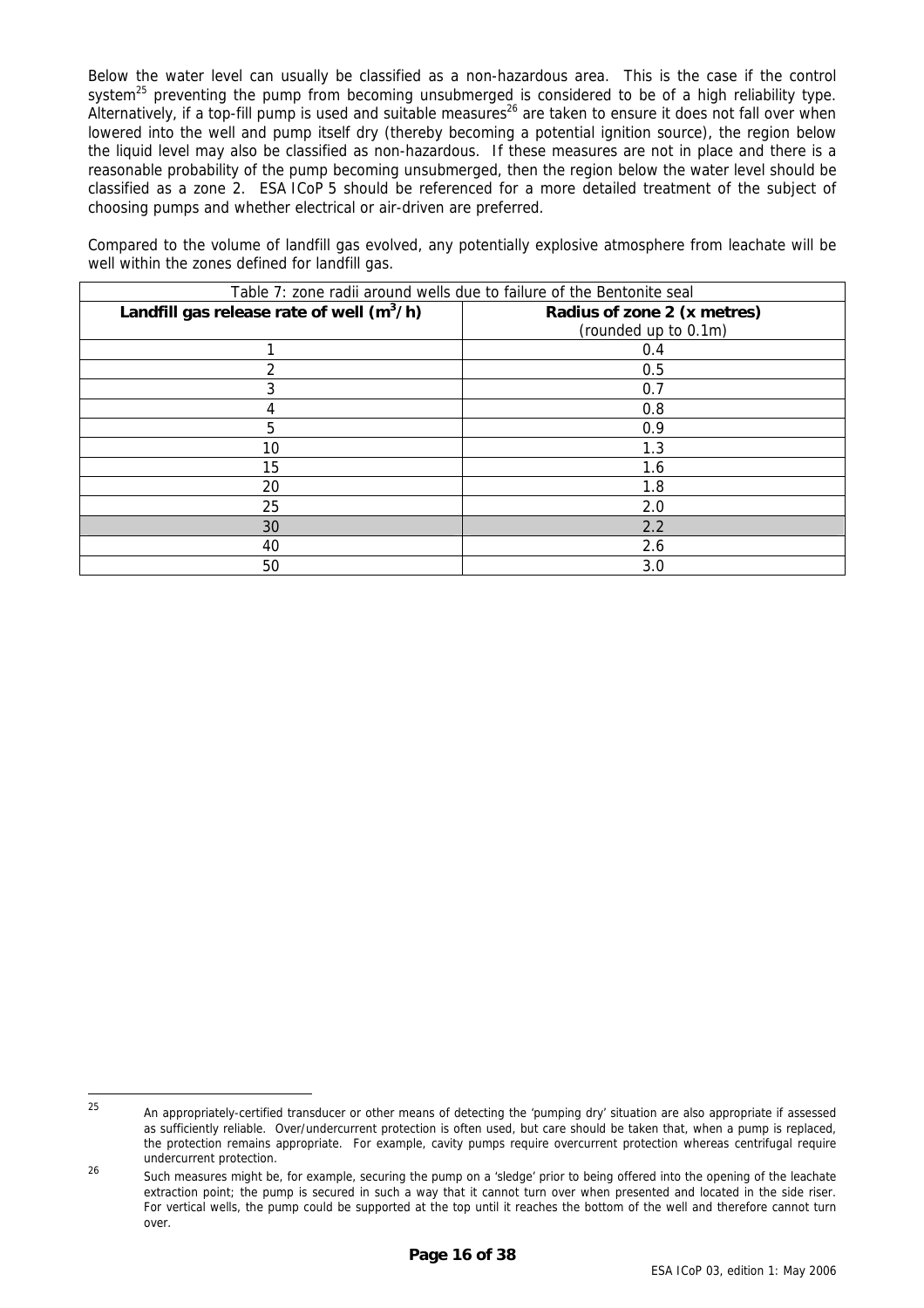Below the water level can usually be classified as a non-hazardous area. This is the case if the control system[25] preventing the pump from becoming unsubmerged is considered to be of a high reliability type. Alternatively, if a top-fill pump is used and suitable measures[26] are taken to ensure it does not fall over when lowered into the well and pump itself dry (thereby becoming a potential ignition source), the region below the liquid level may also be classified as non-hazardous. If these measures are not in place and there is a reasonable probability of the pump becoming unsubmerged, then the region below the water level should be classified as a zone 2. ESA ICoP 5 should be referenced for a more detailed treatment of the subject of choosing pumps and whether electrical or air-driven are preferred.

Compared to the volume of landfill gas evolved, any potentially explosive atmosphere from leachate will be well within the zones defined for landfill gas.

Table 7: zone radii around wells due to failure of the Bentonite seal

| **Landfill gas release rate of well ($m^3$/h)** | **Radius of zone 2 (x metres)** (rounded up to 0.1m) |
|---|---|
| 1 | 0.4 |
| 2 | 0.5 |
| 3 | 0.7 |
| 4 | 0.8 |
| 5 | 0.9 |
| 10 | 1.3 |
| 15 | 1.6 |
| 20 | 1.8 |
| 25 | 2.0 |
| 30 | 2.2 |
| 40 | 2.6 |
| 50 | 3.0 |

---

[25] An appropriately-certified transducer or other means of detecting the 'pumping dry' situation are also appropriate if assessed as sufficiently reliable. Over/undercurrent protection is often used, but care should be taken that, when a pump is replaced, the protection remains appropriate. For example, cavity pumps require overcurrent protection whereas centrifugal require undercurrent protection.

[26] Such measures might be, for example, securing the pump on a 'sledge' prior to being offered into the opening of the leachate extraction point; the pump is secured in such a way that it cannot turn over when presented and located in the side riser. For vertical wells, the pump could be supported at the top until it reaches the bottom of the well and therefore cannot turn over.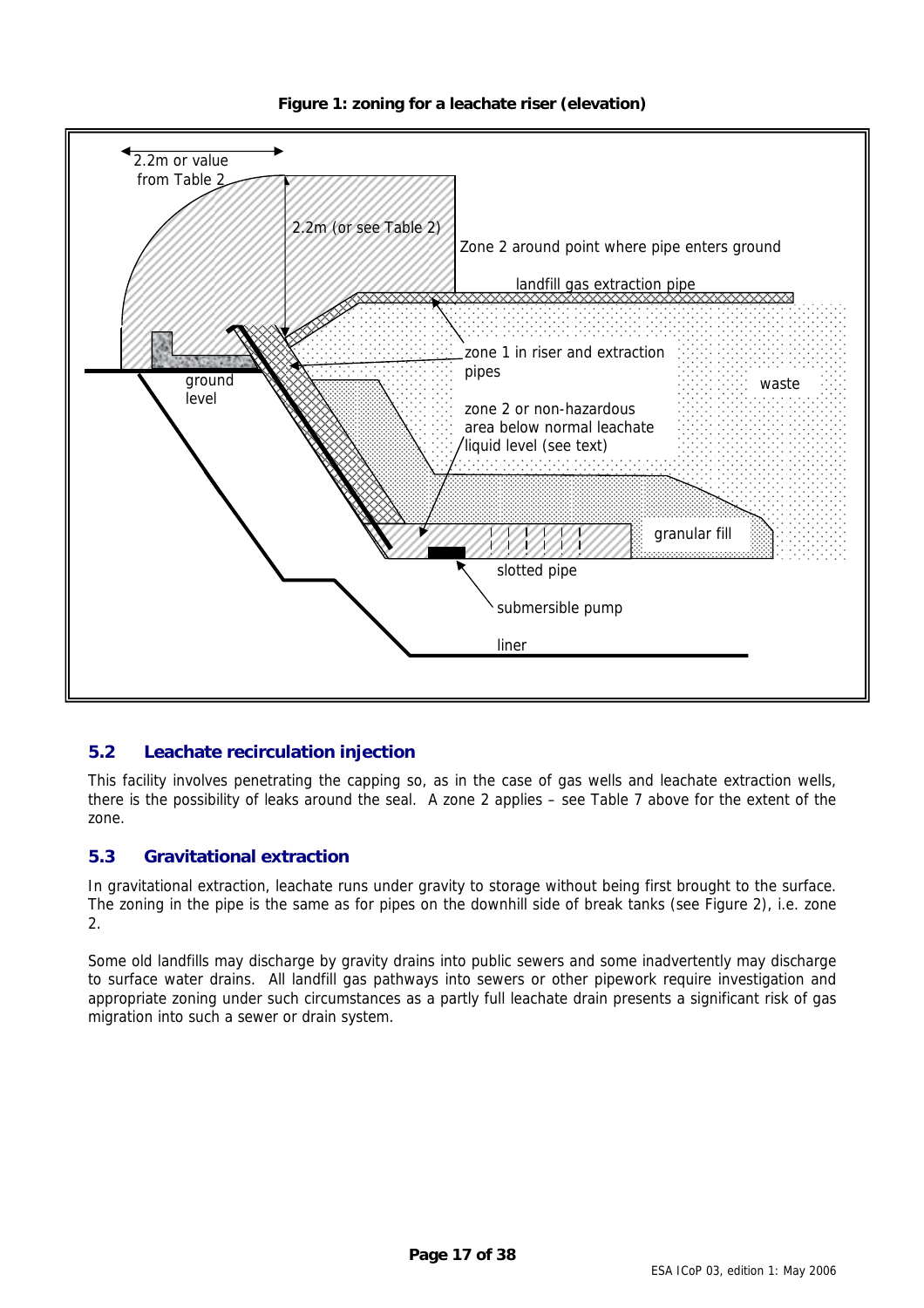**Figure 1: zoning for a leachate riser (elevation)**

2.2m or value from Table 2

2.2m (or see Table 2)

Zone 2 around point where pipe enters ground

landfill gas extraction pipe

zone 1 in riser and extraction pipes

waste

ground level

zone 2 or non-hazardous area below normal leachate liquid level (see text)

granular fill

slotted pipe

submersible pump

liner

## 5.2 Leachate recirculation injection

This facility involves penetrating the capping so, as in the case of gas wells and leachate extraction wells, there is the possibility of leaks around the seal. A zone 2 applies – see Table 7 above for the extent of the zone.

## 5.3 Gravitational extraction

In gravitational extraction, leachate runs under gravity to storage without being first brought to the surface. The zoning in the pipe is the same as for pipes on the downhill side of break tanks (see Figure 2), i.e. zone 2.

Some old landfills may discharge by gravity drains into public sewers and some inadvertently may discharge to surface water drains. All landfill gas pathways into sewers or other pipework require investigation and appropriate zoning under such circumstances as a partly full leachate drain presents a significant risk of gas migration into such a sewer or drain system.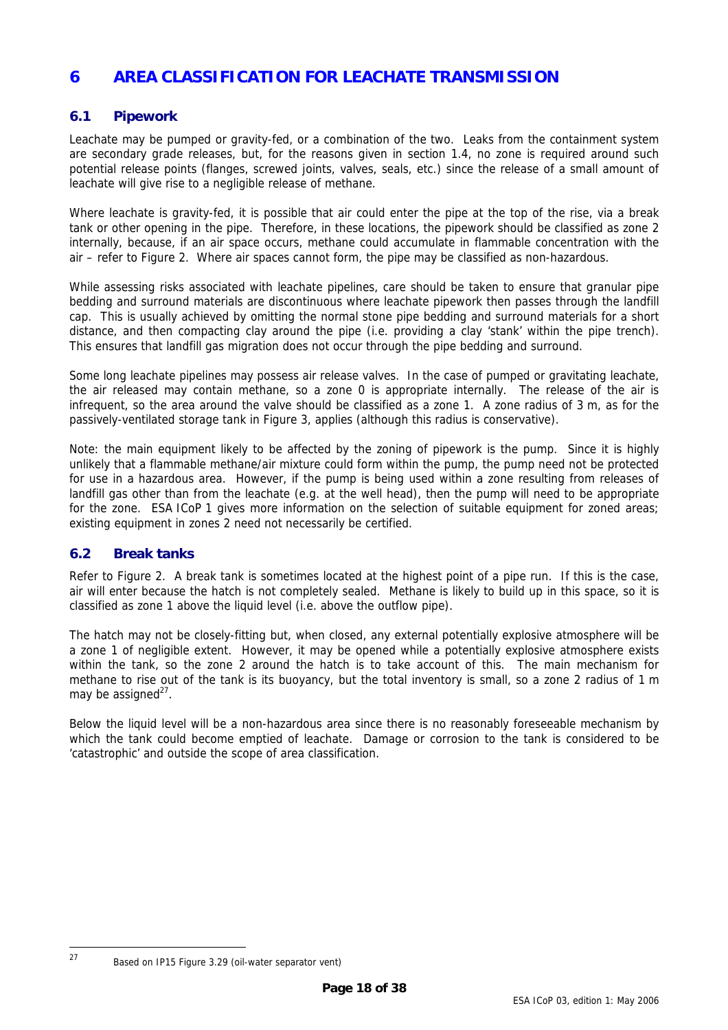# 6 AREA CLASSIFICATION FOR LEACHATE TRANSMISSION

## 6.1 Pipework

Leachate may be pumped or gravity-fed, or a combination of the two. Leaks from the containment system are secondary grade releases, but, for the reasons given in section 1.4, no zone is required around such potential release points (flanges, screwed joints, valves, seals, etc.) since the release of a small amount of leachate will give rise to a negligible release of methane.

Where leachate is gravity-fed, it is possible that air could enter the pipe at the top of the rise, via a break tank or other opening in the pipe. Therefore, in these locations, the pipework should be classified as zone 2 internally, because, if an air space occurs, methane could accumulate in flammable concentration with the air – refer to Figure 2. Where air spaces cannot form, the pipe may be classified as non-hazardous.

While assessing risks associated with leachate pipelines, care should be taken to ensure that granular pipe bedding and surround materials are discontinuous where leachate pipework then passes through the landfill cap. This is usually achieved by omitting the normal stone pipe bedding and surround materials for a short distance, and then compacting clay around the pipe (i.e. providing a clay 'stank' within the pipe trench). This ensures that landfill gas migration does not occur through the pipe bedding and surround.

Some long leachate pipelines may possess air release valves. In the case of pumped or gravitating leachate, the air released may contain methane, so a zone 0 is appropriate internally. The release of the air is infrequent, so the area around the valve should be classified as a zone 1. A zone radius of 3 m, as for the passively-ventilated storage tank in Figure 3, applies (although this radius is conservative).

Note: the main equipment likely to be affected by the zoning of pipework is the pump. Since it is highly unlikely that a flammable methane/air mixture could form within the pump, the pump need not be protected for use in a hazardous area. However, if the pump is being used within a zone resulting from releases of landfill gas other than from the leachate (e.g. at the well head), then the pump will need to be appropriate for the zone. ESA ICoP 1 gives more information on the selection of suitable equipment for zoned areas; existing equipment in zones 2 need not necessarily be certified.

## 6.2 Break tanks

Refer to Figure 2. A break tank is sometimes located at the highest point of a pipe run. If this is the case, air will enter because the hatch is not completely sealed. Methane is likely to build up in this space, so it is classified as zone 1 above the liquid level (i.e. above the outflow pipe).

The hatch may not be closely-fitting but, when closed, any external potentially explosive atmosphere will be a zone 1 of negligible extent. However, it may be opened while a potentially explosive atmosphere exists within the tank, so the zone 2 around the hatch is to take account of this. The main mechanism for methane to rise out of the tank is its buoyancy, but the total inventory is small, so a zone 2 radius of 1 m may be assigned[27].

Below the liquid level will be a non-hazardous area since there is no reasonably foreseeable mechanism by which the tank could become emptied of leachate. Damage or corrosion to the tank is considered to be 'catastrophic' and outside the scope of area classification.

---

[27] Based on IP15 Figure 3.29 (oil-water separator vent)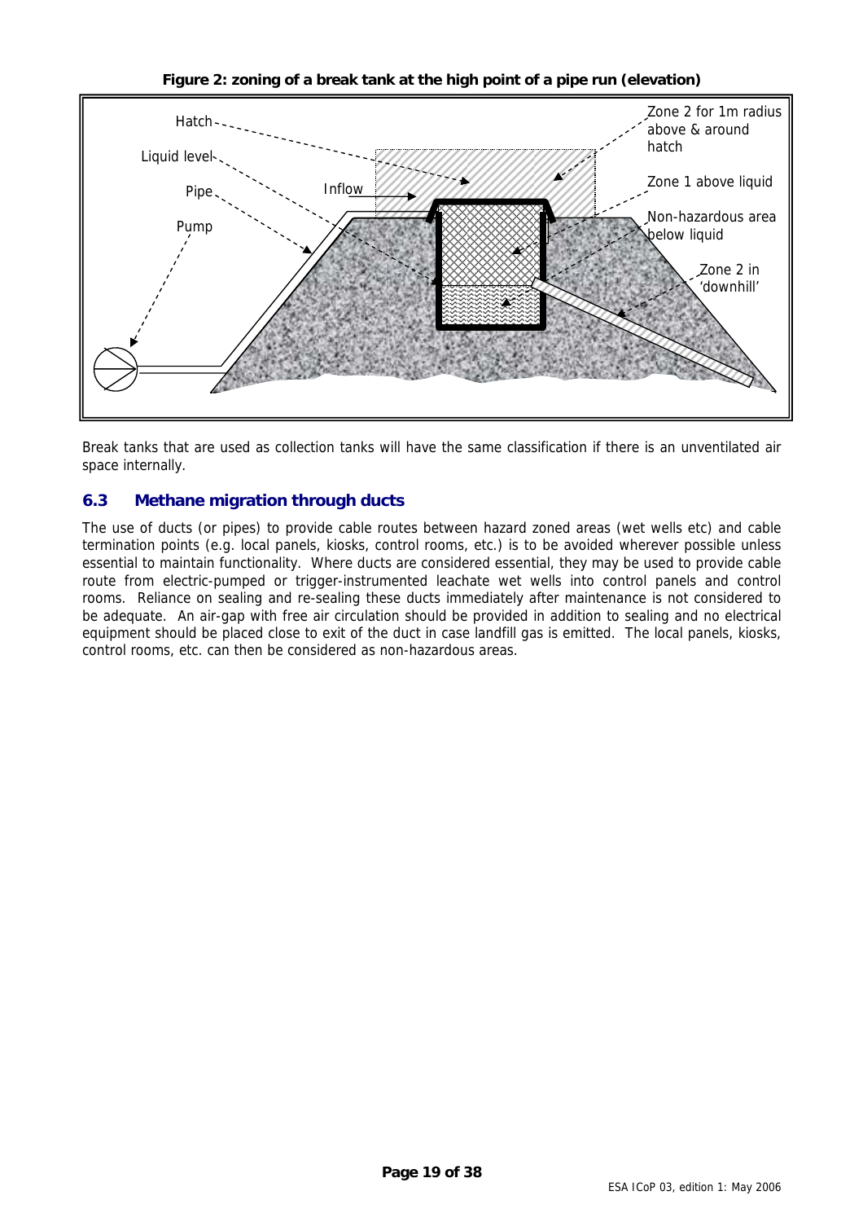**Figure 2: zoning of a break tank at the high point of a pipe run (elevation)**

Break tanks that are used as collection tanks will have the same classification if there is an unventilated air space internally.

## 6.3 Methane migration through ducts

The use of ducts (or pipes) to provide cable routes between hazard zoned areas (wet wells etc) and cable termination points (e.g. local panels, kiosks, control rooms, etc.) is to be avoided wherever possible unless essential to maintain functionality. Where ducts are considered essential, they may be used to provide cable route from electric-pumped or trigger-instrumented leachate wet wells into control panels and control rooms. Reliance on sealing and re-sealing these ducts immediately after maintenance is not considered to be adequate. An air-gap with free air circulation should be provided in addition to sealing and no electrical equipment should be placed close to exit of the duct in case landfill gas is emitted. The local panels, kiosks, control rooms, etc. can then be considered as non-hazardous areas.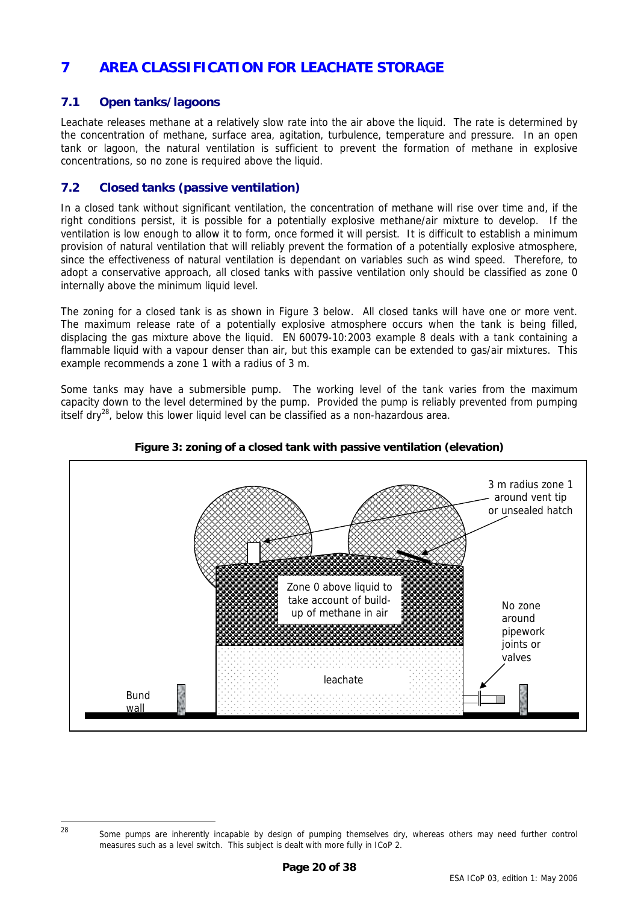# 7 AREA CLASSIFICATION FOR LEACHATE STORAGE

## 7.1 Open tanks/lagoons

Leachate releases methane at a relatively slow rate into the air above the liquid. The rate is determined by the concentration of methane, surface area, agitation, turbulence, temperature and pressure. In an open tank or lagoon, the natural ventilation is sufficient to prevent the formation of methane in explosive concentrations, so no zone is required above the liquid.

## 7.2 Closed tanks (passive ventilation)

In a closed tank without significant ventilation, the concentration of methane will rise over time and, if the right conditions persist, it is possible for a potentially explosive methane/air mixture to develop. If the ventilation is low enough to allow it to form, once formed it will persist. It is difficult to establish a minimum provision of natural ventilation that will reliably prevent the formation of a potentially explosive atmosphere, since the effectiveness of natural ventilation is dependant on variables such as wind speed. Therefore, to adopt a conservative approach, all closed tanks with passive ventilation only should be classified as zone 0 internally above the minimum liquid level.

The zoning for a closed tank is as shown in Figure 3 below. All closed tanks will have one or more vent. The maximum release rate of a potentially explosive atmosphere occurs when the tank is being filled, displacing the gas mixture above the liquid. EN 60079-10:2003 example 8 deals with a tank containing a flammable liquid with a vapour denser than air, but this example can be extended to gas/air mixtures. This example recommends a zone 1 with a radius of 3 m.

Some tanks may have a submersible pump. The working level of the tank varies from the maximum capacity down to the level determined by the pump. Provided the pump is reliably prevented from pumping itself dry[28], below this lower liquid level can be classified as a non-hazardous area.

**Figure 3: zoning of a closed tank with passive ventilation (elevation)**

3 m radius zone 1 around vent tip or unsealed hatch

Zone 0 above liquid to take account of build-up of methane in air

No zone around pipework joints or valves

leachate

Bund wall

---

[28] Some pumps are inherently incapable by design of pumping themselves dry, whereas others may need further control measures such as a level switch. This subject is dealt with more fully in ICoP 2.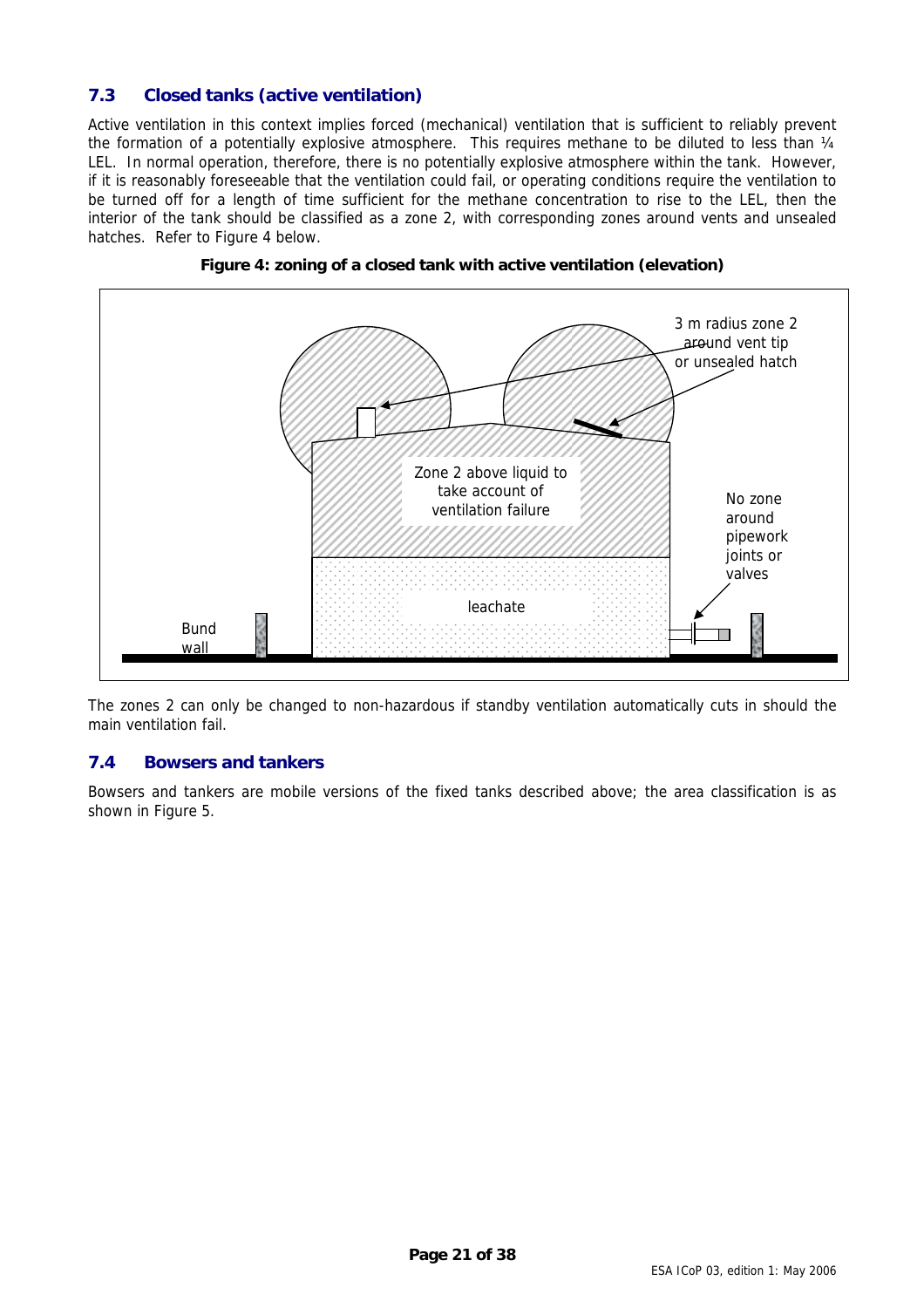## 7.3 Closed tanks (active ventilation)

Active ventilation in this context implies forced (mechanical) ventilation that is sufficient to reliably prevent the formation of a potentially explosive atmosphere. This requires methane to be diluted to less than ¼ LEL. In normal operation, therefore, there is no potentially explosive atmosphere within the tank. However, if it is reasonably foreseeable that the ventilation could fail, or operating conditions require the ventilation to be turned off for a length of time sufficient for the methane concentration to rise to the LEL, then the interior of the tank should be classified as a zone 2, with corresponding zones around vents and unsealed hatches. Refer to Figure 4 below.

**Figure 4: zoning of a closed tank with active ventilation (elevation)**

3 m radius zone 2 around vent tip or unsealed hatch

Zone 2 above liquid to take account of ventilation failure

No zone around pipework joints or valves

leachate

Bund wall

The zones 2 can only be changed to non-hazardous if standby ventilation automatically cuts in should the main ventilation fail.

## 7.4 Bowsers and tankers

Bowsers and tankers are mobile versions of the fixed tanks described above; the area classification is as shown in Figure 5.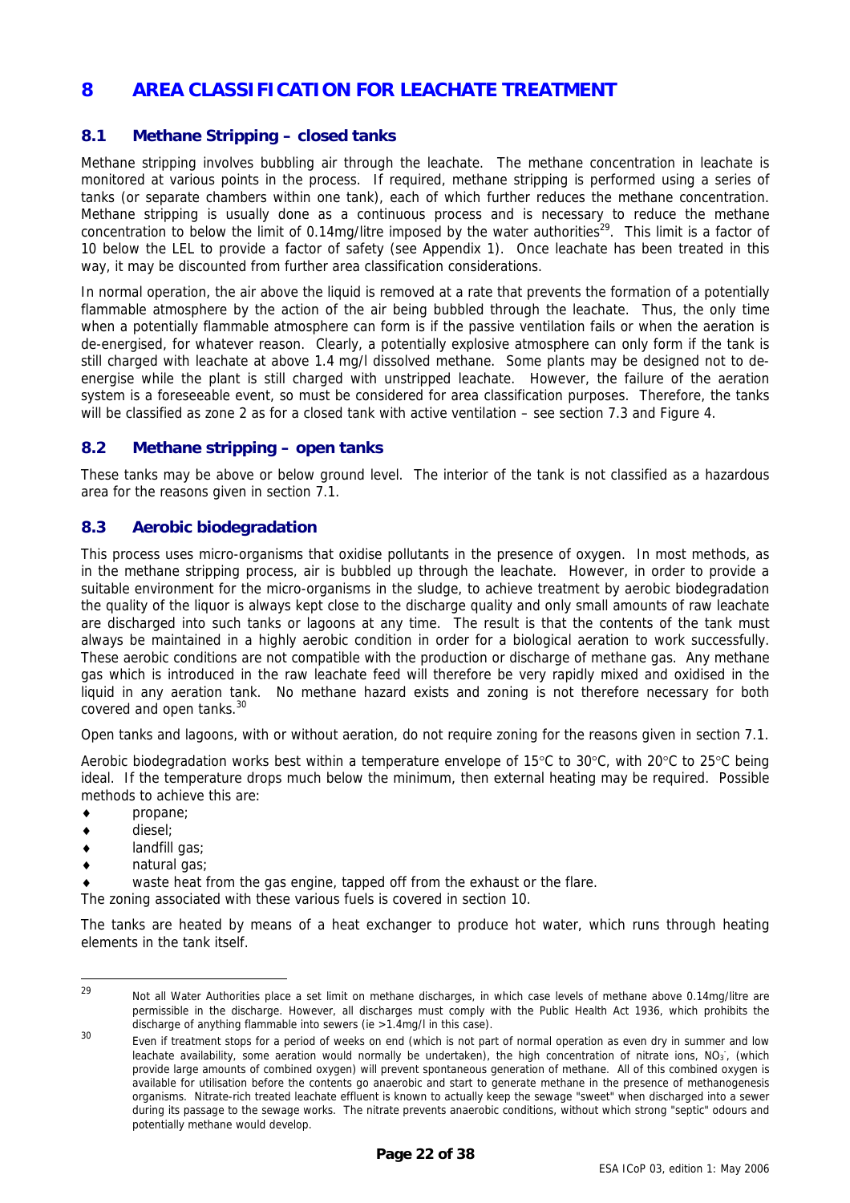# 8 AREA CLASSIFICATION FOR LEACHATE TREATMENT

## 8.1 Methane Stripping – closed tanks

Methane stripping involves bubbling air through the leachate. The methane concentration in leachate is monitored at various points in the process. If required, methane stripping is performed using a series of tanks (or separate chambers within one tank), each of which further reduces the methane concentration. Methane stripping is usually done as a continuous process and is necessary to reduce the methane concentration to below the limit of 0.14mg/litre imposed by the water authorities[29]. This limit is a factor of 10 below the LEL to provide a factor of safety (see Appendix 1). Once leachate has been treated in this way, it may be discounted from further area classification considerations.

In normal operation, the air above the liquid is removed at a rate that prevents the formation of a potentially flammable atmosphere by the action of the air being bubbled through the leachate. Thus, the only time when a potentially flammable atmosphere can form is if the passive ventilation fails or when the aeration is de-energised, for whatever reason. Clearly, a potentially explosive atmosphere can only form if the tank is still charged with leachate at above 1.4 mg/l dissolved methane. Some plants may be designed not to de-energise while the plant is still charged with unstripped leachate. However, the failure of the aeration system is a foreseeable event, so must be considered for area classification purposes. Therefore, the tanks will be classified as zone 2 as for a closed tank with active ventilation – see section 7.3 and Figure 4.

## 8.2 Methane stripping – open tanks

These tanks may be above or below ground level. The interior of the tank is not classified as a hazardous area for the reasons given in section 7.1.

## 8.3 Aerobic biodegradation

This process uses micro-organisms that oxidise pollutants in the presence of oxygen. In most methods, as in the methane stripping process, air is bubbled up through the leachate. However, in order to provide a suitable environment for the micro-organisms in the sludge, to achieve treatment by aerobic biodegradation the quality of the liquor is always kept close to the discharge quality and only small amounts of raw leachate are discharged into such tanks or lagoons at any time. The result is that the contents of the tank must always be maintained in a highly aerobic condition in order for a biological aeration to work successfully. These aerobic conditions are not compatible with the production or discharge of methane gas. Any methane gas which is introduced in the raw leachate feed will therefore be very rapidly mixed and oxidised in the liquid in any aeration tank. No methane hazard exists and zoning is not therefore necessary for both covered and open tanks.[30]

Open tanks and lagoons, with or without aeration, do not require zoning for the reasons given in section 7.1.

Aerobic biodegradation works best within a temperature envelope of 15°C to 30°C, with 20°C to 25°C being ideal. If the temperature drops much below the minimum, then external heating may be required. Possible methods to achieve this are:

- propane;
- diesel;
- landfill gas;
- natural gas;
- waste heat from the gas engine, tapped off from the exhaust or the flare.

The zoning associated with these various fuels is covered in section 10.

The tanks are heated by means of a heat exchanger to produce hot water, which runs through heating elements in the tank itself.

---

[29] Not all Water Authorities place a set limit on methane discharges, in which case levels of methane above 0.14mg/litre are permissible in the discharge. However, all discharges must comply with the Public Health Act 1936, which prohibits the discharge of anything flammable into sewers (ie >1.4mg/l in this case).

[30] Even if treatment stops for a period of weeks on end (which is not part of normal operation as even dry in summer and low leachate availability, some aeration would normally be undertaken), the high concentration of nitrate ions, $NO_3^-$, (which provide large amounts of combined oxygen) will prevent spontaneous generation of methane. All of this combined oxygen is available for utilisation before the contents go anaerobic and start to generate methane in the presence of methanogenesis organisms. Nitrate-rich treated leachate effluent is known to actually keep the sewage "sweet" when discharged into a sewer during its passage to the sewage works. The nitrate prevents anaerobic conditions, without which strong "septic" odours and potentially methane would develop.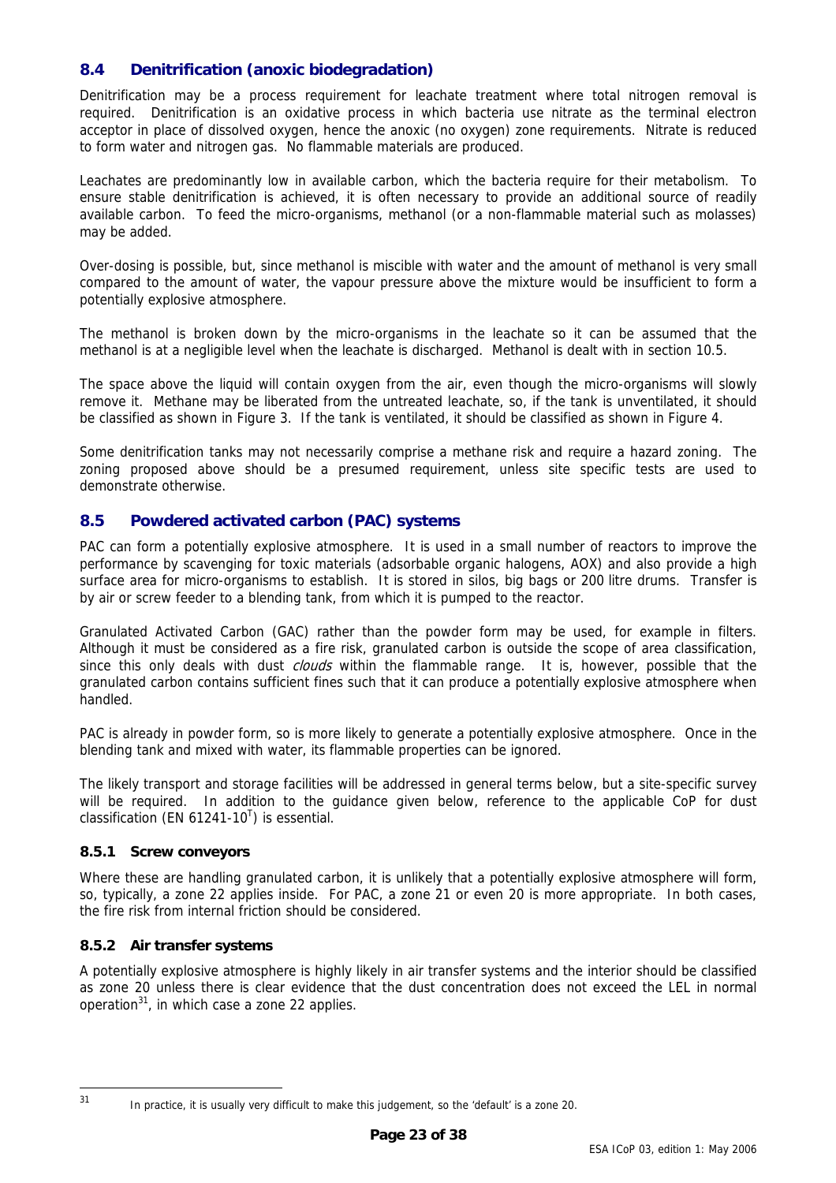## 8.4 Denitrification (anoxic biodegradation)

Denitrification may be a process requirement for leachate treatment where total nitrogen removal is required. Denitrification is an oxidative process in which bacteria use nitrate as the terminal electron acceptor in place of dissolved oxygen, hence the anoxic (no oxygen) zone requirements. Nitrate is reduced to form water and nitrogen gas. No flammable materials are produced.

Leachates are predominantly low in available carbon, which the bacteria require for their metabolism. To ensure stable denitrification is achieved, it is often necessary to provide an additional source of readily available carbon. To feed the micro-organisms, methanol (or a non-flammable material such as molasses) may be added.

Over-dosing is possible, but, since methanol is miscible with water and the amount of methanol is very small compared to the amount of water, the vapour pressure above the mixture would be insufficient to form a potentially explosive atmosphere.

The methanol is broken down by the micro-organisms in the leachate so it can be assumed that the methanol is at a negligible level when the leachate is discharged. Methanol is dealt with in section 10.5.

The space above the liquid will contain oxygen from the air, even though the micro-organisms will slowly remove it. Methane may be liberated from the untreated leachate, so, if the tank is unventilated, it should be classified as shown in Figure 3. If the tank is ventilated, it should be classified as shown in Figure 4.

Some denitrification tanks may not necessarily comprise a methane risk and require a hazard zoning. The zoning proposed above should be a presumed requirement, unless site specific tests are used to demonstrate otherwise.

## 8.5 Powdered activated carbon (PAC) systems

PAC can form a potentially explosive atmosphere. It is used in a small number of reactors to improve the performance by scavenging for toxic materials (adsorbable organic halogens, AOX) and also provide a high surface area for micro-organisms to establish. It is stored in silos, big bags or 200 litre drums. Transfer is by air or screw feeder to a blending tank, from which it is pumped to the reactor.

Granulated Activated Carbon (GAC) rather than the powder form may be used, for example in filters. Although it must be considered as a fire risk, granulated carbon is outside the scope of area classification, since this only deals with dust *clouds* within the flammable range. It is, however, possible that the granulated carbon contains sufficient fines such that it can produce a potentially explosive atmosphere when handled.

PAC is already in powder form, so is more likely to generate a potentially explosive atmosphere. Once in the blending tank and mixed with water, its flammable properties can be ignored.

The likely transport and storage facilities will be addressed in general terms below, but a site-specific survey will be required. In addition to the guidance given below, reference to the applicable CoP for dust classification (EN 61241-10[T]) is essential.

### 8.5.1 Screw conveyors

Where these are handling granulated carbon, it is unlikely that a potentially explosive atmosphere will form, so, typically, a zone 22 applies inside. For PAC, a zone 21 or even 20 is more appropriate. In both cases, the fire risk from internal friction should be considered.

### 8.5.2 Air transfer systems

A potentially explosive atmosphere is highly likely in air transfer systems and the interior should be classified as zone 20 unless there is clear evidence that the dust concentration does not exceed the LEL in normal operation[31], in which case a zone 22 applies.

---

[31] In practice, it is usually very difficult to make this judgement, so the 'default' is a zone 20.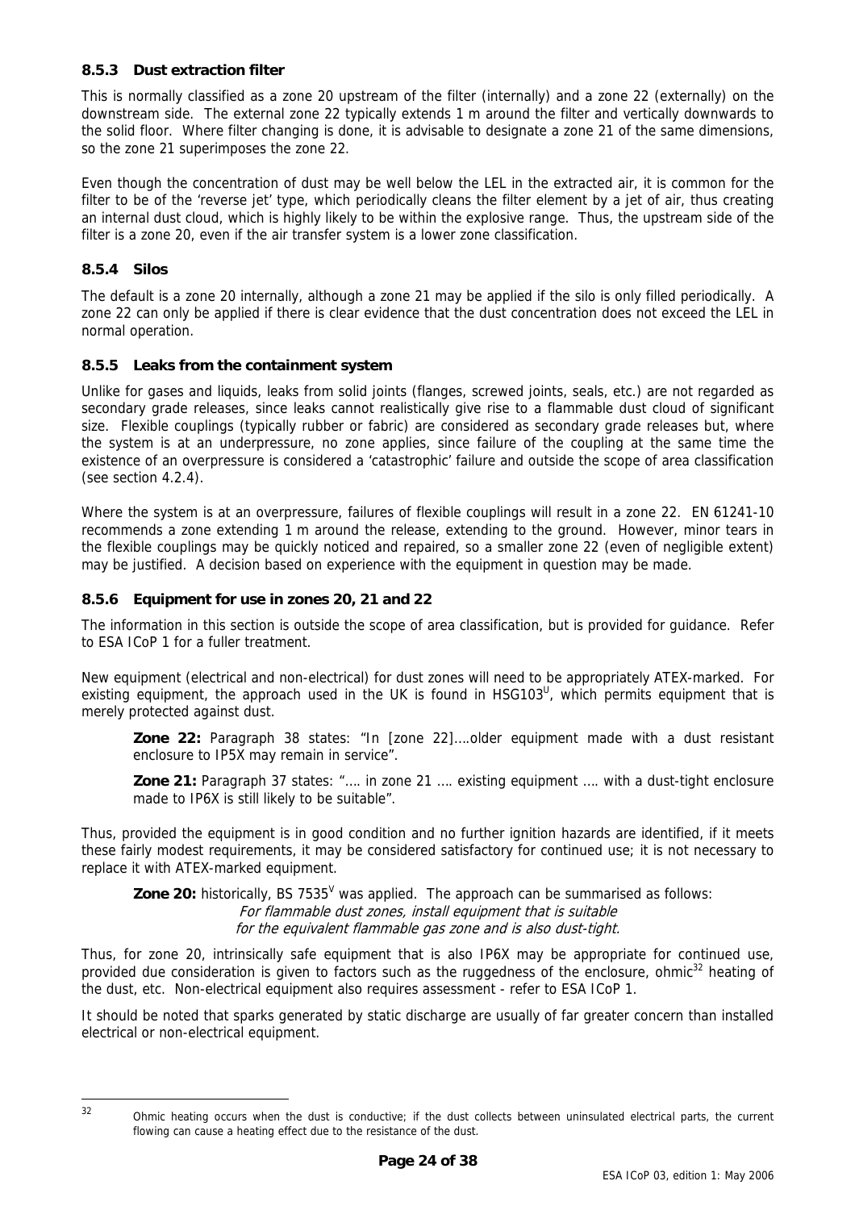### 8.5.3 Dust extraction filter

This is normally classified as a zone 20 upstream of the filter (internally) and a zone 22 (externally) on the downstream side. The external zone 22 typically extends 1 m around the filter and vertically downwards to the solid floor. Where filter changing is done, it is advisable to designate a zone 21 of the same dimensions, so the zone 21 superimposes the zone 22.

Even though the concentration of dust may be well below the LEL in the extracted air, it is common for the filter to be of the 'reverse jet' type, which periodically cleans the filter element by a jet of air, thus creating an internal dust cloud, which is highly likely to be within the explosive range. Thus, the upstream side of the filter is a zone 20, even if the air transfer system is a lower zone classification.

### 8.5.4 Silos

The default is a zone 20 internally, although a zone 21 may be applied if the silo is only filled periodically. A zone 22 can only be applied if there is clear evidence that the dust concentration does not exceed the LEL in normal operation.

### 8.5.5 Leaks from the containment system

Unlike for gases and liquids, leaks from solid joints (flanges, screwed joints, seals, etc.) are not regarded as secondary grade releases, since leaks cannot realistically give rise to a flammable dust cloud of significant size. Flexible couplings (typically rubber or fabric) are considered as secondary grade releases but, where the system is at an underpressure, no zone applies, since failure of the coupling at the same time the existence of an overpressure is considered a 'catastrophic' failure and outside the scope of area classification (see section 4.2.4).

Where the system is at an overpressure, failures of flexible couplings will result in a zone 22. EN 61241-10 recommends a zone extending 1 m around the release, extending to the ground. However, minor tears in the flexible couplings may be quickly noticed and repaired, so a smaller zone 22 (even of negligible extent) may be justified. A decision based on experience with the equipment in question may be made.

### 8.5.6 Equipment for use in zones 20, 21 and 22

The information in this section is outside the scope of area classification, but is provided for guidance. Refer to ESA ICoP 1 for a fuller treatment.

New equipment (electrical and non-electrical) for dust zones will need to be appropriately ATEX-marked. For existing equipment, the approach used in the UK is found in HSG103[U], which permits equipment that is merely protected against dust.

> **Zone 22:** Paragraph 38 states: "In [zone 22]….older equipment made with a dust resistant enclosure to IP5X may remain in service".
>
> **Zone 21:** Paragraph 37 states: "…. in zone 21 …. existing equipment …. with a dust-tight enclosure made to IP6X is still likely to be suitable".

Thus, provided the equipment is in good condition and no further ignition hazards are identified, if it meets these fairly modest requirements, it may be considered satisfactory for continued use; it is not necessary to replace it with ATEX-marked equipment.

> **Zone 20:** historically, BS 7535[V] was applied. The approach can be summarised as follows:
>
> *For flammable dust zones, install equipment that is suitable for the equivalent flammable gas zone and is also dust-tight.*

Thus, for zone 20, intrinsically safe equipment that is also IP6X may be appropriate for continued use, provided due consideration is given to factors such as the ruggedness of the enclosure, ohmic[32] heating of the dust, etc. Non-electrical equipment also requires assessment - refer to ESA ICoP 1.

It should be noted that sparks generated by static discharge are usually of far greater concern than installed electrical or non-electrical equipment.

---

[32] Ohmic heating occurs when the dust is conductive; if the dust collects between uninsulated electrical parts, the current flowing can cause a heating effect due to the resistance of the dust.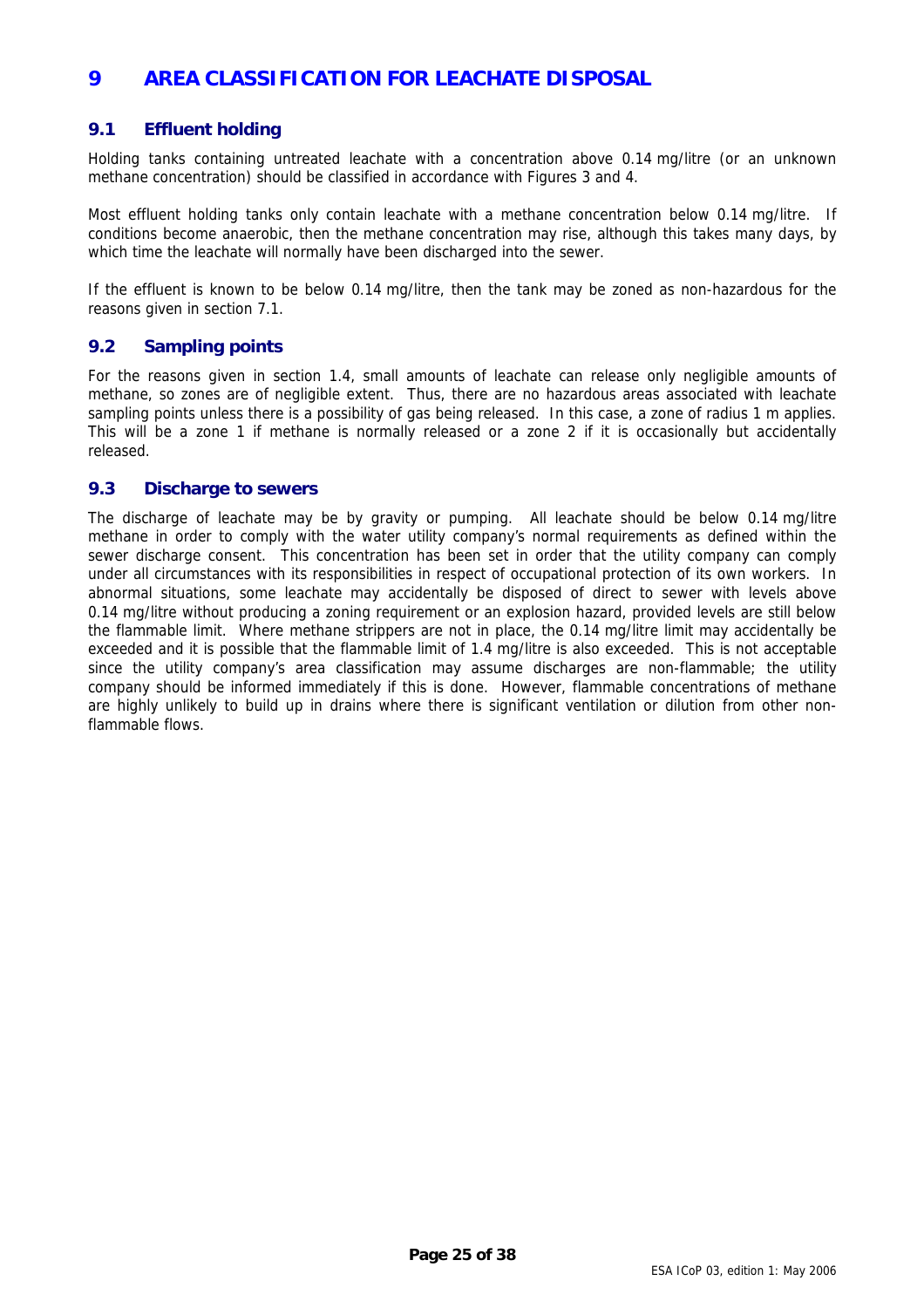# 9 AREA CLASSIFICATION FOR LEACHATE DISPOSAL

## 9.1 Effluent holding

Holding tanks containing untreated leachate with a concentration above 0.14 mg/litre (or an unknown methane concentration) should be classified in accordance with Figures 3 and 4.

Most effluent holding tanks only contain leachate with a methane concentration below 0.14 mg/litre. If conditions become anaerobic, then the methane concentration may rise, although this takes many days, by which time the leachate will normally have been discharged into the sewer.

If the effluent is known to be below 0.14 mg/litre, then the tank may be zoned as non-hazardous for the reasons given in section 7.1.

## 9.2 Sampling points

For the reasons given in section 1.4, small amounts of leachate can release only negligible amounts of methane, so zones are of negligible extent. Thus, there are no hazardous areas associated with leachate sampling points unless there is a possibility of gas being released. In this case, a zone of radius 1 m applies. This will be a zone 1 if methane is normally released or a zone 2 if it is occasionally but accidentally released.

## 9.3 Discharge to sewers

The discharge of leachate may be by gravity or pumping. All leachate should be below 0.14 mg/litre methane in order to comply with the water utility company's normal requirements as defined within the sewer discharge consent. This concentration has been set in order that the utility company can comply under all circumstances with its responsibilities in respect of occupational protection of its own workers. In abnormal situations, some leachate may accidentally be disposed of direct to sewer with levels above 0.14 mg/litre without producing a zoning requirement or an explosion hazard, provided levels are still below the flammable limit. Where methane strippers are not in place, the 0.14 mg/litre limit may accidentally be exceeded and it is possible that the flammable limit of 1.4 mg/litre is also exceeded. This is not acceptable since the utility company's area classification may assume discharges are non-flammable; the utility company should be informed immediately if this is done. However, flammable concentrations of methane are highly unlikely to build up in drains where there is significant ventilation or dilution from other non-flammable flows.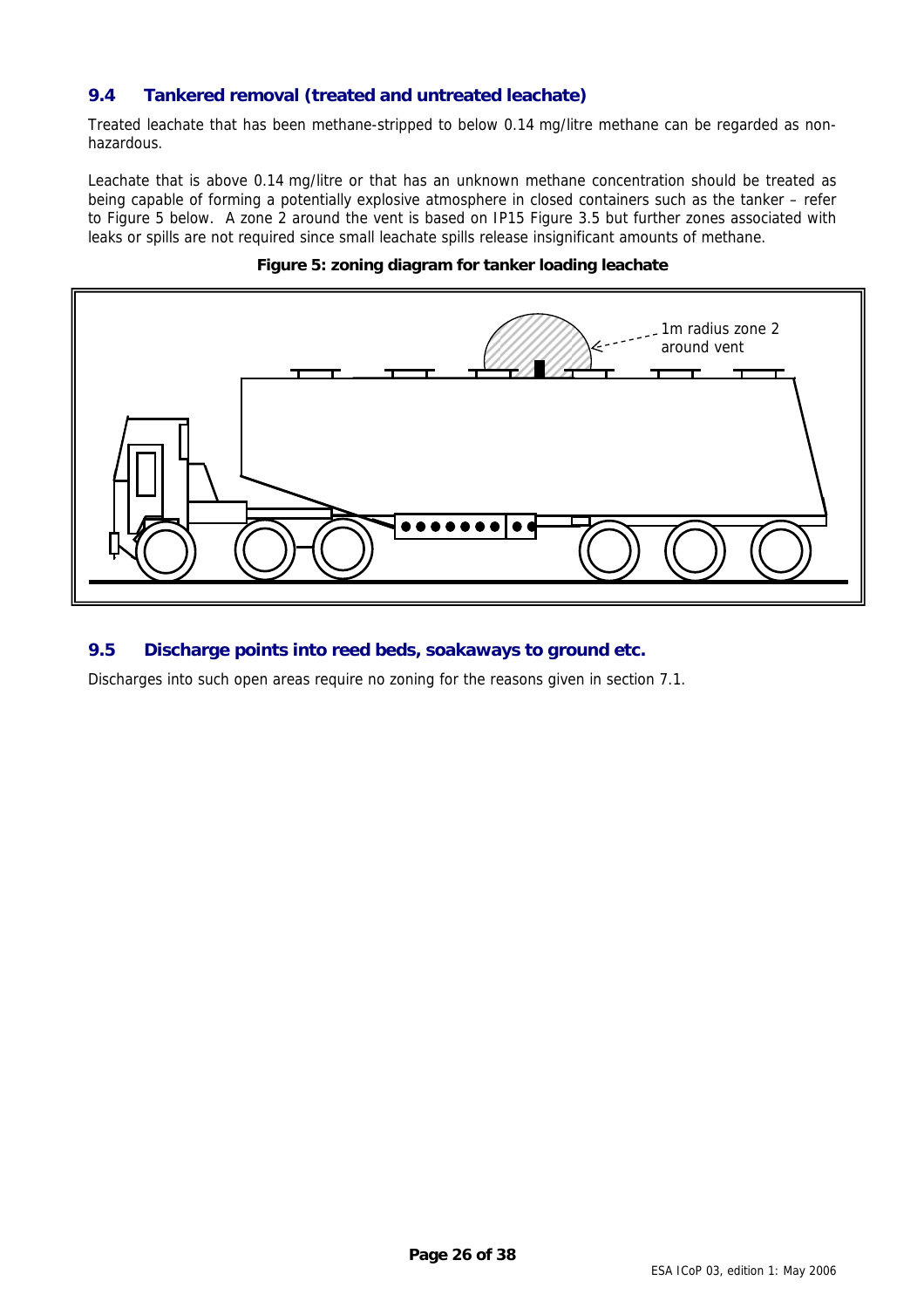## 9.4 Tankered removal (treated and untreated leachate)

Treated leachate that has been methane-stripped to below 0.14 mg/litre methane can be regarded as non-hazardous.

Leachate that is above 0.14 mg/litre or that has an unknown methane concentration should be treated as being capable of forming a potentially explosive atmosphere in closed containers such as the tanker – refer to Figure 5 below. A zone 2 around the vent is based on IP15 Figure 3.5 but further zones associated with leaks or spills are not required since small leachate spills release insignificant amounts of methane.

**Figure 5: zoning diagram for tanker loading leachate**

1m radius zone 2 around vent

## 9.5 Discharge points into reed beds, soakaways to ground etc.

Discharges into such open areas require no zoning for the reasons given in section 7.1.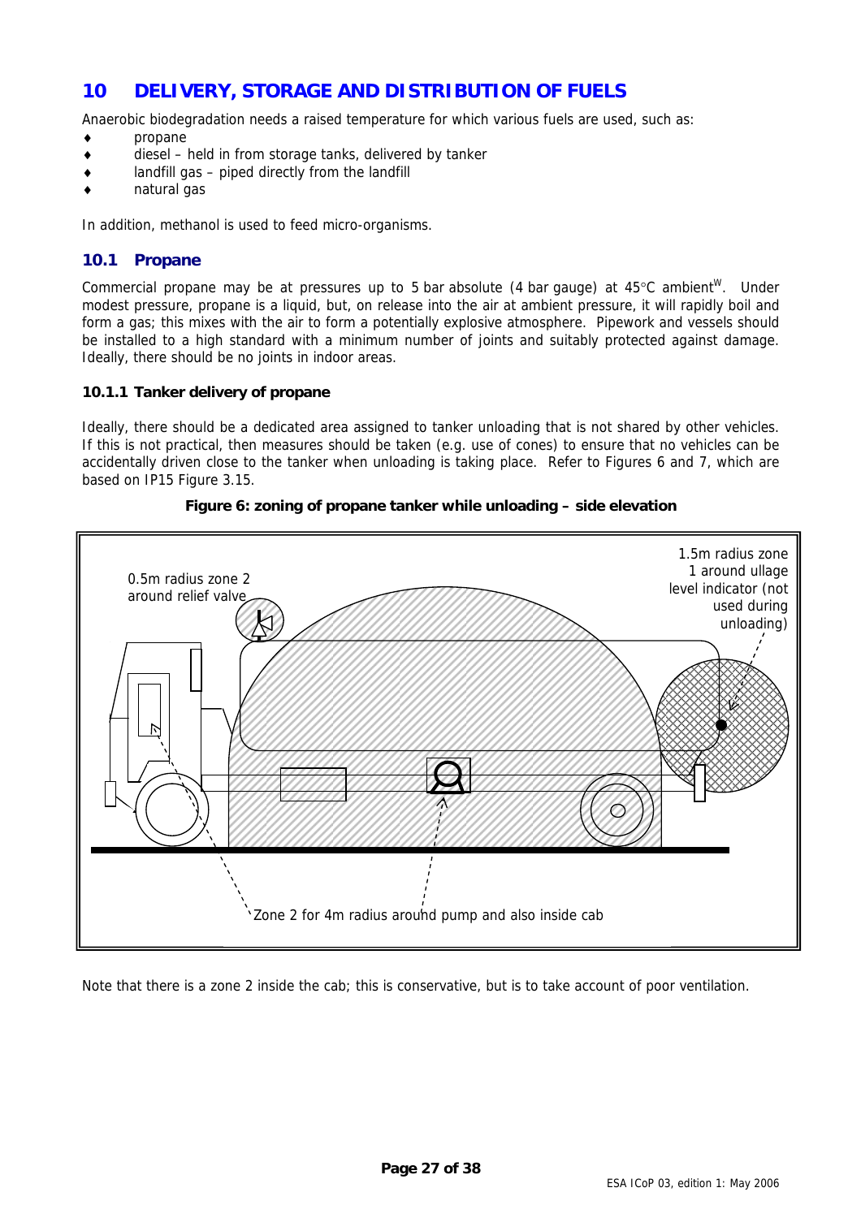## 10 DELIVERY, STORAGE AND DISTRIBUTION OF FUELS

Anaerobic biodegradation needs a raised temperature for which various fuels are used, such as:

- propane
- diesel – held in from storage tanks, delivered by tanker
- landfill gas – piped directly from the landfill
- natural gas

In addition, methanol is used to feed micro-organisms.

### 10.1 Propane

Commercial propane may be at pressures up to 5 bar absolute (4 bar gauge) at 45°C ambient[W]. Under modest pressure, propane is a liquid, but, on release into the air at ambient pressure, it will rapidly boil and form a gas; this mixes with the air to form a potentially explosive atmosphere. Pipework and vessels should be installed to a high standard with a minimum number of joints and suitably protected against damage. Ideally, there should be no joints in indoor areas.

#### 10.1.1 Tanker delivery of propane

Ideally, there should be a dedicated area assigned to tanker unloading that is not shared by other vehicles. If this is not practical, then measures should be taken (e.g. use of cones) to ensure that no vehicles can be accidentally driven close to the tanker when unloading is taking place. Refer to Figures 6 and 7, which are based on IP15 Figure 3.15.

**Figure 6: zoning of propane tanker while unloading – side elevation**

0.5m radius zone 2 around relief valve

1.5m radius zone 1 around ullage level indicator (not used during unloading)

Zone 2 for 4m radius around pump and also inside cab

Note that there is a zone 2 inside the cab; this is conservative, but is to take account of poor ventilation.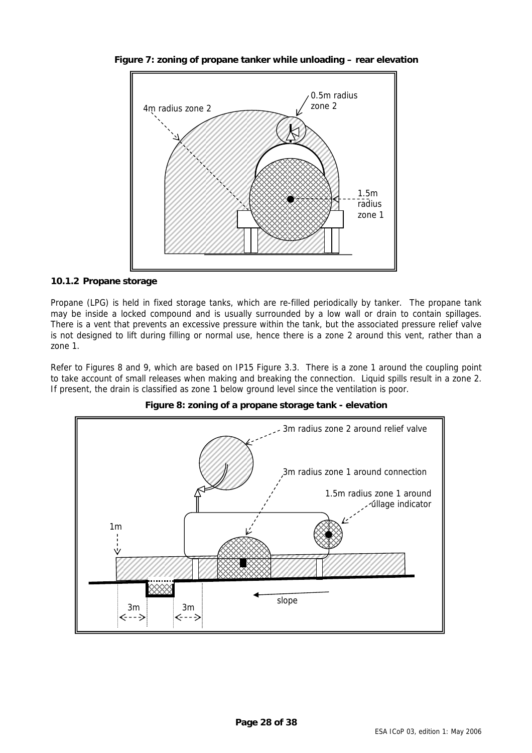**Figure 7: zoning of propane tanker while unloading – rear elevation**

### 10.1.2 Propane storage

Propane (LPG) is held in fixed storage tanks, which are re-filled periodically by tanker. The propane tank may be inside a locked compound and is usually surrounded by a low wall or drain to contain spillages. There is a vent that prevents an excessive pressure within the tank, but the associated pressure relief valve is not designed to lift during filling or normal use, hence there is a zone 2 around this vent, rather than a zone 1.

Refer to Figures 8 and 9, which are based on IP15 Figure 3.3. There is a zone 1 around the coupling point to take account of small releases when making and breaking the connection. Liquid spills result in a zone 2. If present, the drain is classified as zone 1 below ground level since the ventilation is poor.

**Figure 8: zoning of a propane storage tank - elevation**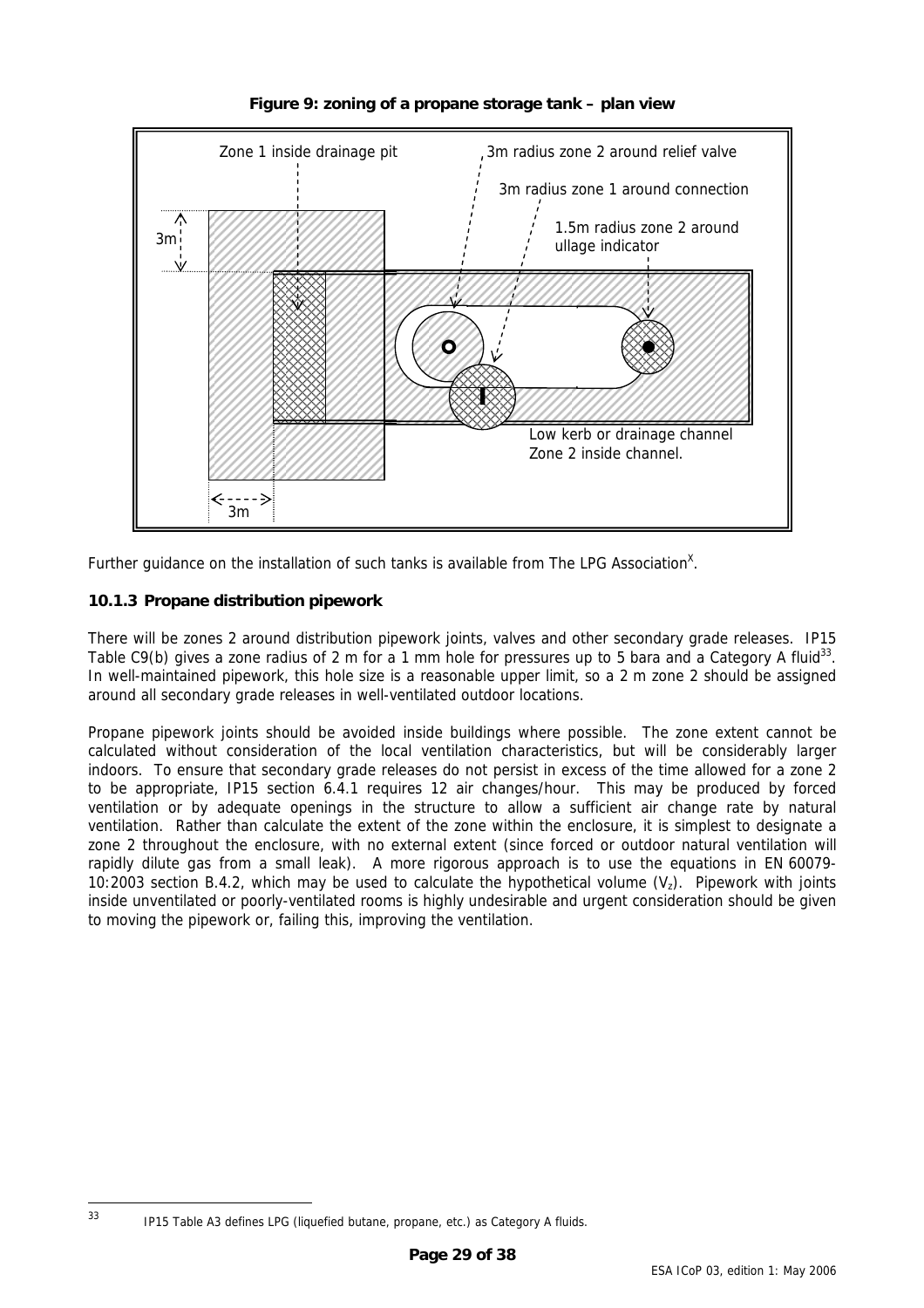**Figure 9: zoning of a propane storage tank – plan view**

Zone 1 inside drainage pit

3m radius zone 2 around relief valve

3m radius zone 1 around connection

1.5m radius zone 2 around ullage indicator

3m

Low kerb or drainage channel
Zone 2 inside channel.

3m

Further guidance on the installation of such tanks is available from The LPG Association[X].

### 10.1.3 Propane distribution pipework

There will be zones 2 around distribution pipework joints, valves and other secondary grade releases. IP15 Table C9(b) gives a zone radius of 2 m for a 1 mm hole for pressures up to 5 bara and a Category A fluid[33]. In well-maintained pipework, this hole size is a reasonable upper limit, so a 2 m zone 2 should be assigned around all secondary grade releases in well-ventilated outdoor locations.

Propane pipework joints should be avoided inside buildings where possible. The zone extent cannot be calculated without consideration of the local ventilation characteristics, but will be considerably larger indoors. To ensure that secondary grade releases do not persist in excess of the time allowed for a zone 2 to be appropriate, IP15 section 6.4.1 requires 12 air changes/hour. This may be produced by forced ventilation or by adequate openings in the structure to allow a sufficient air change rate by natural ventilation. Rather than calculate the extent of the zone within the enclosure, it is simplest to designate a zone 2 throughout the enclosure, with no external extent (since forced or outdoor natural ventilation will rapidly dilute gas from a small leak). A more rigorous approach is to use the equations in EN 60079-10:2003 section B.4.2, which may be used to calculate the hypothetical volume ($V_z$). Pipework with joints inside unventilated or poorly-ventilated rooms is highly undesirable and urgent consideration should be given to moving the pipework or, failing this, improving the ventilation.

---

[33] IP15 Table A3 defines LPG (liquefied butane, propane, etc.) as Category A fluids.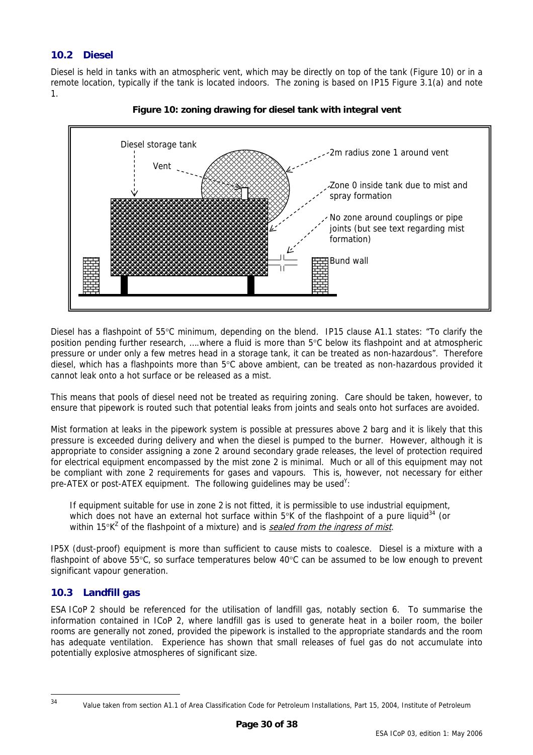## 10.2 Diesel

Diesel is held in tanks with an atmospheric vent, which may be directly on top of the tank (Figure 10) or in a remote location, typically if the tank is located indoors. The zoning is based on IP15 Figure 3.1(a) and note 1.

**Figure 10: zoning drawing for diesel tank with integral vent**

Diesel storage tank

Vent

2m radius zone 1 around vent

Zone 0 inside tank due to mist and spray formation

No zone around couplings or pipe joints (but see text regarding mist formation)

Bund wall

Diesel has a flashpoint of 55°C minimum, depending on the blend. IP15 clause A1.1 states: "To clarify the position pending further research, ….where a fluid is more than 5°C below its flashpoint and at atmospheric pressure or under only a few metres head in a storage tank, it can be treated as non-hazardous". Therefore diesel, which has a flashpoints more than 5°C above ambient, can be treated as non-hazardous provided it cannot leak onto a hot surface or be released as a mist.

This means that pools of diesel need not be treated as requiring zoning. Care should be taken, however, to ensure that pipework is routed such that potential leaks from joints and seals onto hot surfaces are avoided.

Mist formation at leaks in the pipework system is possible at pressures above 2 barg and it is likely that this pressure is exceeded during delivery and when the diesel is pumped to the burner. However, although it is appropriate to consider assigning a zone 2 around secondary grade releases, the level of protection required for electrical equipment encompassed by the mist zone 2 is minimal. Much or all of this equipment may not be compliant with zone 2 requirements for gases and vapours. This is, however, not necessary for either pre-ATEX or post-ATEX equipment. The following guidelines may be used[Y]:

> If equipment suitable for use in zone 2 is not fitted, it is permissible to use industrial equipment, which does not have an external hot surface within 5°K of the flashpoint of a pure liquid[34] (or within 15°K[Z] of the flashpoint of a mixture) and is *sealed from the ingress of mist*.

IP5X (dust-proof) equipment is more than sufficient to cause mists to coalesce. Diesel is a mixture with a flashpoint of above 55°C, so surface temperatures below 40°C can be assumed to be low enough to prevent significant vapour generation.

## 10.3 Landfill gas

ESA ICoP 2 should be referenced for the utilisation of landfill gas, notably section 6. To summarise the information contained in ICoP 2, where landfill gas is used to generate heat in a boiler room, the boiler rooms are generally not zoned, provided the pipework is installed to the appropriate standards and the room has adequate ventilation. Experience has shown that small releases of fuel gas do not accumulate into potentially explosive atmospheres of significant size.

---

[34] Value taken from section A1.1 of Area Classification Code for Petroleum Installations, Part 15, 2004, Institute of Petroleum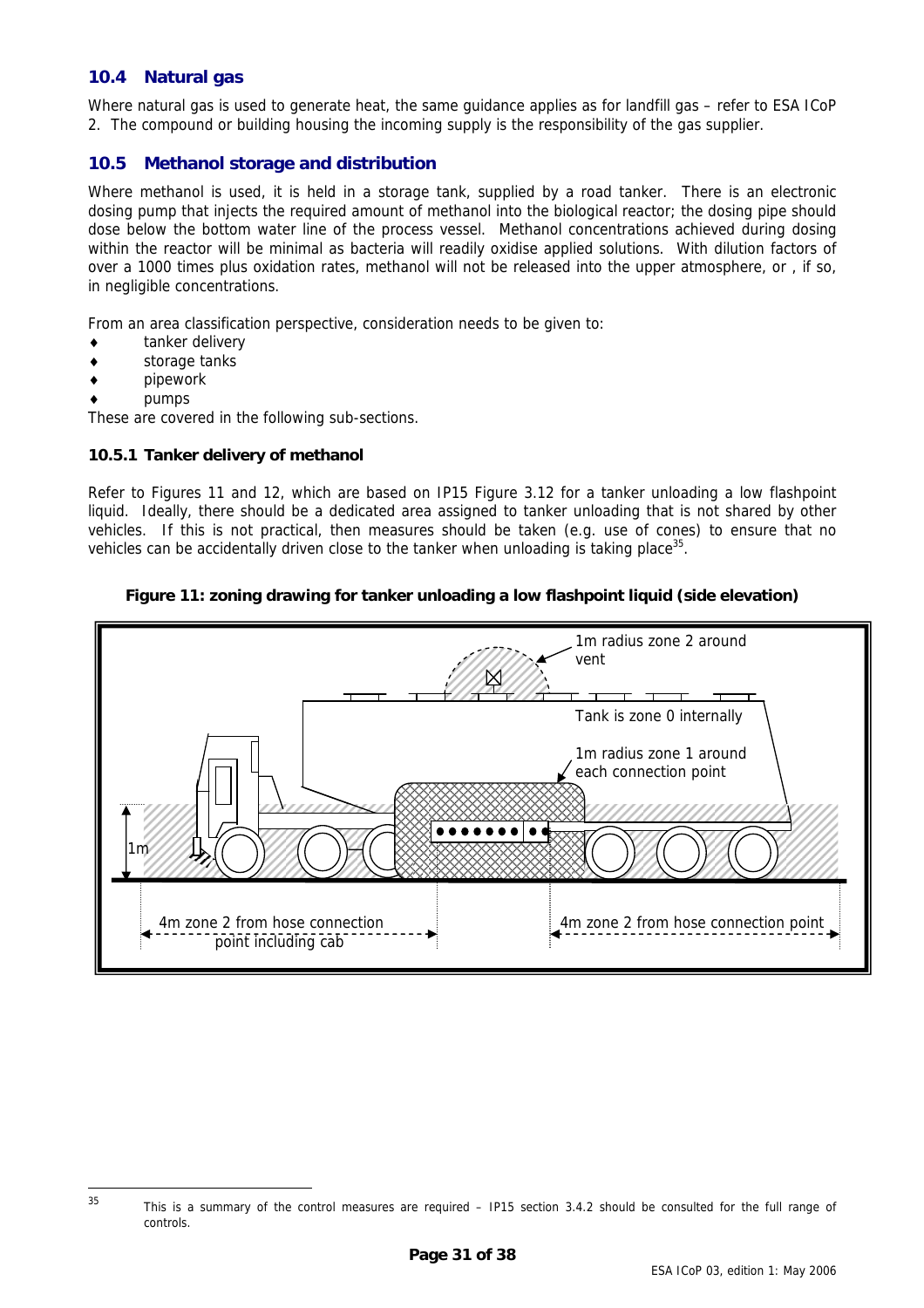## 10.4 Natural gas

Where natural gas is used to generate heat, the same guidance applies as for landfill gas – refer to ESA ICoP 2. The compound or building housing the incoming supply is the responsibility of the gas supplier.

## 10.5 Methanol storage and distribution

Where methanol is used, it is held in a storage tank, supplied by a road tanker. There is an electronic dosing pump that injects the required amount of methanol into the biological reactor; the dosing pipe should dose below the bottom water line of the process vessel. Methanol concentrations achieved during dosing within the reactor will be minimal as bacteria will readily oxidise applied solutions. With dilution factors of over a 1000 times plus oxidation rates, methanol will not be released into the upper atmosphere, or , if so, in negligible concentrations.

From an area classification perspective, consideration needs to be given to:

- tanker delivery
- storage tanks
- pipework
- pumps

These are covered in the following sub-sections.

### 10.5.1 Tanker delivery of methanol

Refer to Figures 11 and 12, which are based on IP15 Figure 3.12 for a tanker unloading a low flashpoint liquid. Ideally, there should be a dedicated area assigned to tanker unloading that is not shared by other vehicles. If this is not practical, then measures should be taken (e.g. use of cones) to ensure that no vehicles can be accidentally driven close to the tanker when unloading is taking place[35].

**Figure 11: zoning drawing for tanker unloading a low flashpoint liquid (side elevation)**

1m radius zone 2 around vent

Tank is zone 0 internally

1m radius zone 1 around each connection point

1m

4m zone 2 from hose connection point including cab

4m zone 2 from hose connection point

[35] This is a summary of the control measures are required – IP15 section 3.4.2 should be consulted for the full range of controls.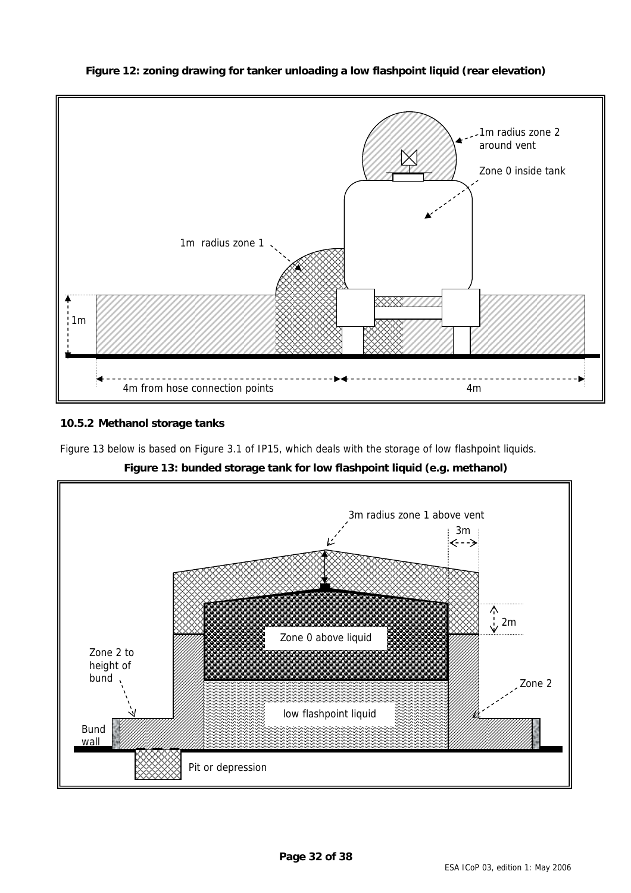**Figure 12: zoning drawing for tanker unloading a low flashpoint liquid (rear elevation)**

1m radius zone 2 around vent

Zone 0 inside tank

1m radius zone 1

1m

4m from hose connection points

4m

### 10.5.2 Methanol storage tanks

Figure 13 below is based on Figure 3.1 of IP15, which deals with the storage of low flashpoint liquids.

**Figure 13: bunded storage tank for low flashpoint liquid (e.g. methanol)**

3m radius zone 1 above vent

3m

2m

Zone 0 above liquid

Zone 2 to height of bund

Zone 2

low flashpoint liquid

Bund wall

Pit or depression

ESA ICoP 03, edition 1: May 2006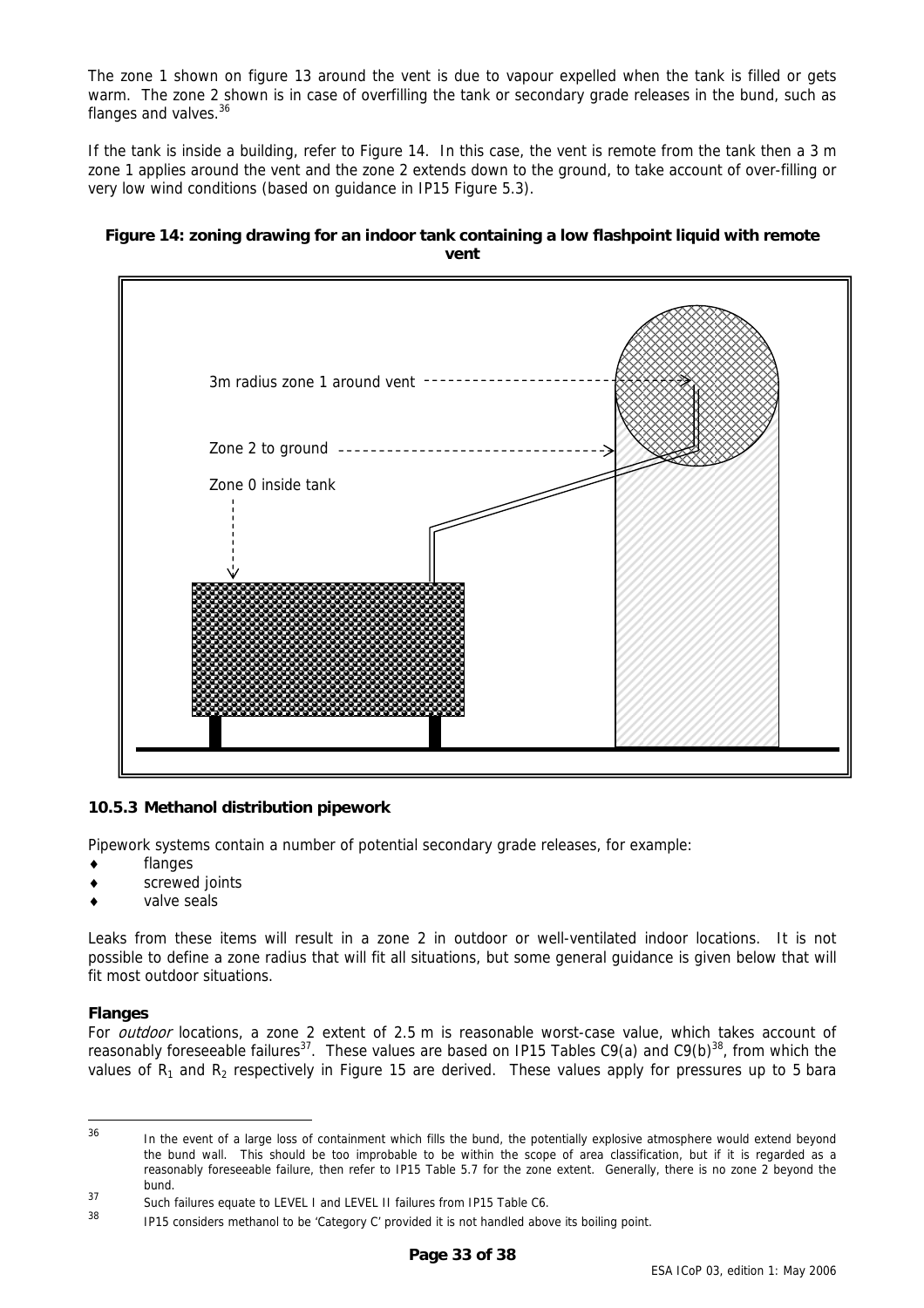The zone 1 shown on figure 13 around the vent is due to vapour expelled when the tank is filled or gets warm. The zone 2 shown is in case of overfilling the tank or secondary grade releases in the bund, such as flanges and valves.[36]

If the tank is inside a building, refer to Figure 14. In this case, the vent is remote from the tank then a 3 m zone 1 applies around the vent and the zone 2 extends down to the ground, to take account of over-filling or very low wind conditions (based on guidance in IP15 Figure 5.3).

**Figure 14: zoning drawing for an indoor tank containing a low flashpoint liquid with remote vent**

3m radius zone 1 around vent

Zone 2 to ground

Zone 0 inside tank

### 10.5.3 Methanol distribution pipework

Pipework systems contain a number of potential secondary grade releases, for example:

- flanges
- screwed joints
- valve seals

Leaks from these items will result in a zone 2 in outdoor or well-ventilated indoor locations. It is not possible to define a zone radius that will fit all situations, but some general guidance is given below that will fit most outdoor situations.

**Flanges**

For *outdoor* locations, a zone 2 extent of 2.5 m is reasonable worst-case value, which takes account of reasonably foreseeable failures[37]. These values are based on IP15 Tables C9(a) and C9(b)[38], from which the values of $R_1$ and $R_2$ respectively in Figure 15 are derived. These values apply for pressures up to 5 bara

---

[36] In the event of a large loss of containment which fills the bund, the potentially explosive atmosphere would extend beyond the bund wall. This should be too improbable to be within the scope of area classification, but if it is regarded as a reasonably foreseeable failure, then refer to IP15 Table 5.7 for the zone extent. Generally, there is no zone 2 beyond the bund.

[37] Such failures equate to LEVEL I and LEVEL II failures from IP15 Table C6.

[38] IP15 considers methanol to be 'Category C' provided it is not handled above its boiling point.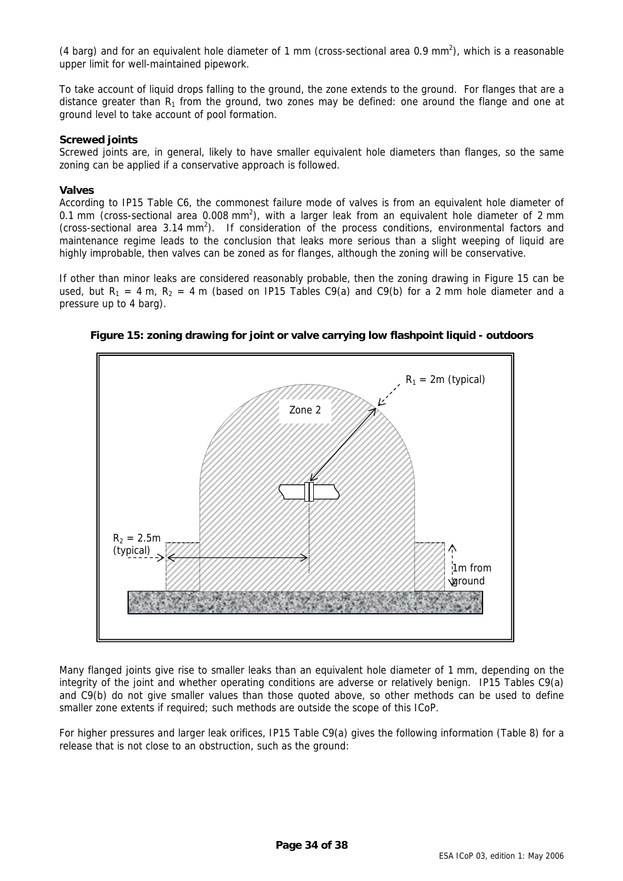(4 barg) and for an equivalent hole diameter of 1 mm (cross-sectional area 0.9 mm$^2$), which is a reasonable upper limit for well-maintained pipework.

To take account of liquid drops falling to the ground, the zone extends to the ground. For flanges that are a distance greater than $R_1$ from the ground, two zones may be defined: one around the flange and one at ground level to take account of pool formation.

**Screwed joints**

Screwed joints are, in general, likely to have smaller equivalent hole diameters than flanges, so the same zoning can be applied if a conservative approach is followed.

**Valves**

According to IP15 Table C6, the commonest failure mode of valves is from an equivalent hole diameter of 0.1 mm (cross-sectional area 0.008 mm$^2$), with a larger leak from an equivalent hole diameter of 2 mm (cross-sectional area 3.14 mm$^2$). If consideration of the process conditions, environmental factors and maintenance regime leads to the conclusion that leaks more serious than a slight weeping of liquid are highly improbable, then valves can be zoned as for flanges, although the zoning will be conservative.

If other than minor leaks are considered reasonably probable, then the zoning drawing in Figure 15 can be used, but $R_1$ = 4 m, $R_2$ = 4 m (based on IP15 Tables C9(a) and C9(b) for a 2 mm hole diameter and a pressure up to 4 barg).

**Figure 15: zoning drawing for joint or valve carrying low flashpoint liquid - outdoors**

Zone 2

$R_1$ = 2m (typical)

$R_2$ = 2.5m (typical)

1m from ground

Many flanged joints give rise to smaller leaks than an equivalent hole diameter of 1 mm, depending on the integrity of the joint and whether operating conditions are adverse or relatively benign. IP15 Tables C9(a) and C9(b) do not give smaller values than those quoted above, so other methods can be used to define smaller zone extents if required; such methods are outside the scope of this ICoP.

For higher pressures and larger leak orifices, IP15 Table C9(a) gives the following information (Table 8) for a release that is not close to an obstruction, such as the ground: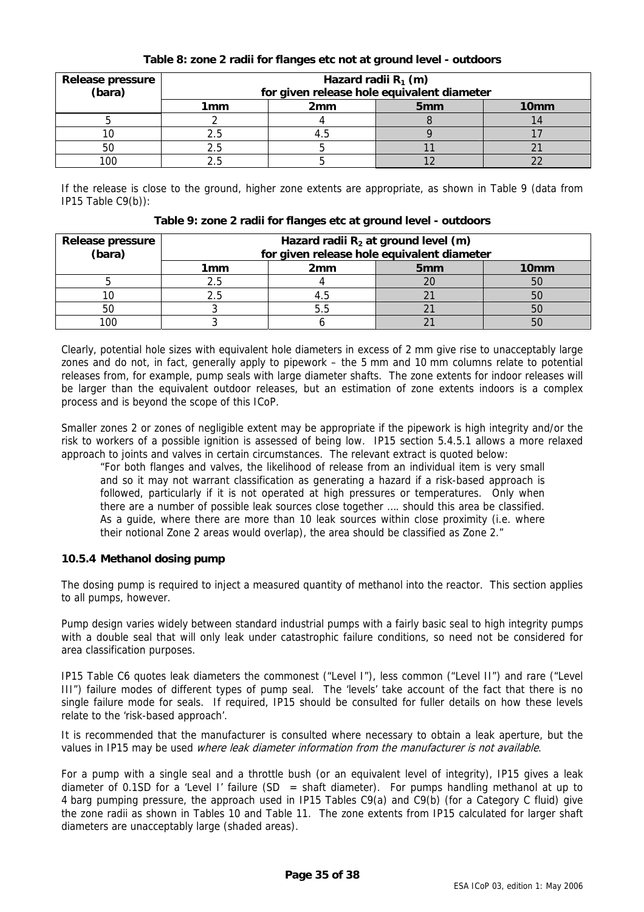**Table 8: zone 2 radii for flanges etc not at ground level - outdoors**

| Release pressure (bara) | Hazard radii $R_1$ (m) for given release hole equivalent diameter | | | |
|---|---|---|---|---|
| | 1mm | 2mm | 5mm | 10mm |
| 5 | 2 | 4 | 8 | 14 |
| 10 | 2.5 | 4.5 | 9 | 17 |
| 50 | 2.5 | 5 | 11 | 21 |
| 100 | 2.5 | 5 | 12 | 22 |

If the release is close to the ground, higher zone extents are appropriate, as shown in Table 9 (data from IP15 Table C9(b)):

**Table 9: zone 2 radii for flanges etc at ground level - outdoors**

| Release pressure (bara) | Hazard radii $R_2$ at ground level (m) for given release hole equivalent diameter | | | |
|---|---|---|---|---|
| | 1mm | 2mm | 5mm | 10mm |
| 5 | 2.5 | 4 | 20 | 50 |
| 10 | 2.5 | 4.5 | 21 | 50 |
| 50 | 3 | 5.5 | 21 | 50 |
| 100 | 3 | 6 | 21 | 50 |

Clearly, potential hole sizes with equivalent hole diameters in excess of 2 mm give rise to unacceptably large zones and do not, in fact, generally apply to pipework – the 5 mm and 10 mm columns relate to potential releases from, for example, pump seals with large diameter shafts. The zone extents for indoor releases will be larger than the equivalent outdoor releases, but an estimation of zone extents indoors is a complex process and is beyond the scope of this ICoP.

Smaller zones 2 or zones of negligible extent may be appropriate if the pipework is high integrity and/or the risk to workers of a possible ignition is assessed of being low. IP15 section 5.4.5.1 allows a more relaxed approach to joints and valves in certain circumstances. The relevant extract is quoted below:

> "For both flanges and valves, the likelihood of release from an individual item is very small and so it may not warrant classification as generating a hazard if a risk-based approach is followed, particularly if it is not operated at high pressures or temperatures. Only when there are a number of possible leak sources close together …. should this area be classified. As a guide, where there are more than 10 leak sources within close proximity (i.e. where their notional Zone 2 areas would overlap), the area should be classified as Zone 2."

### 10.5.4 Methanol dosing pump

The dosing pump is required to inject a measured quantity of methanol into the reactor. This section applies to all pumps, however.

Pump design varies widely between standard industrial pumps with a fairly basic seal to high integrity pumps with a double seal that will only leak under catastrophic failure conditions, so need not be considered for area classification purposes.

IP15 Table C6 quotes leak diameters the commonest ("Level I"), less common ("Level II") and rare ("Level III") failure modes of different types of pump seal. The 'levels' take account of the fact that there is no single failure mode for seals. If required, IP15 should be consulted for fuller details on how these levels relate to the 'risk-based approach'.

It is recommended that the manufacturer is consulted where necessary to obtain a leak aperture, but the values in IP15 may be used *where leak diameter information from the manufacturer is not available*.

For a pump with a single seal and a throttle bush (or an equivalent level of integrity), IP15 gives a leak diameter of 0.1SD for a 'Level I' failure (SD = shaft diameter). For pumps handling methanol at up to 4 barg pumping pressure, the approach used in IP15 Tables C9(a) and C9(b) (for a Category C fluid) give the zone radii as shown in Tables 10 and Table 11. The zone extents from IP15 calculated for larger shaft diameters are unacceptably large (shaded areas).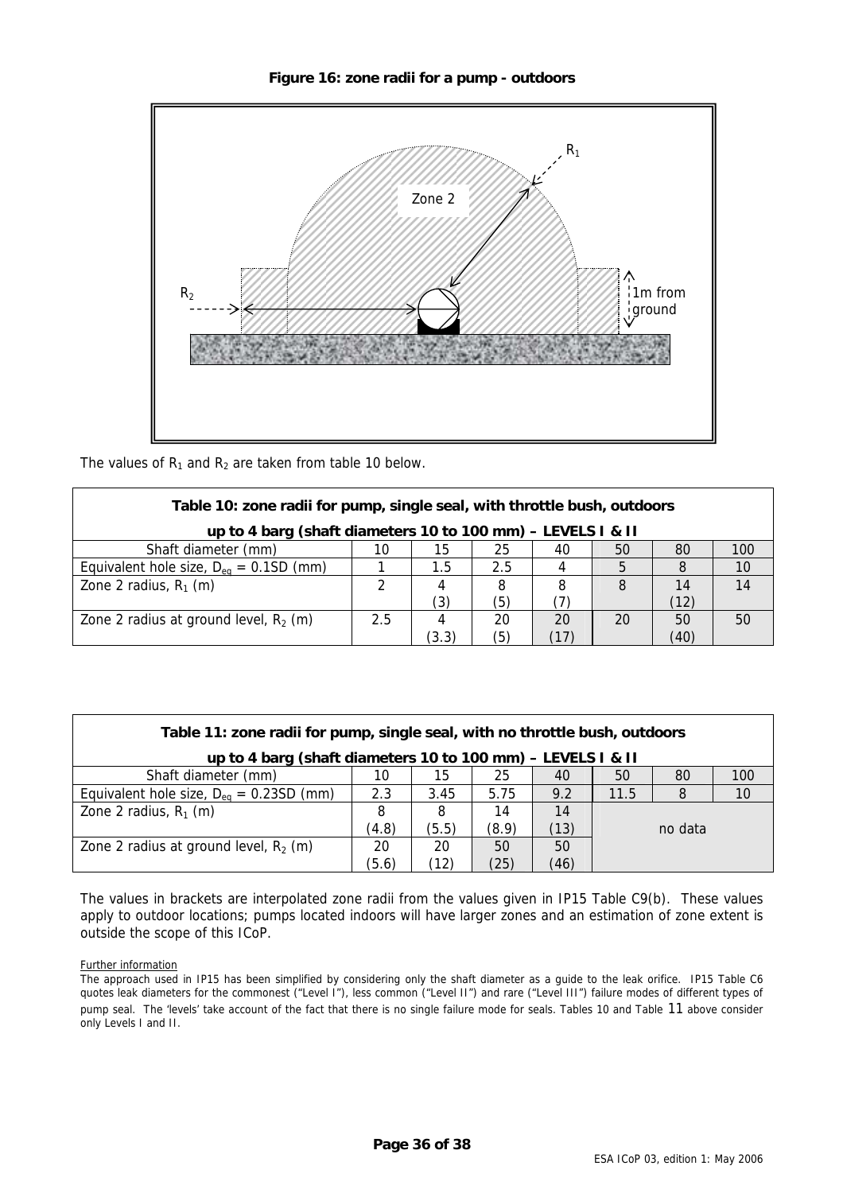**Figure 16: zone radii for a pump - outdoors**

The values of $R_1$ and $R_2$ are taken from table 10 below.

**Table 10: zone radii for pump, single seal, with throttle bush, outdoors up to 4 barg (shaft diameters 10 to 100 mm) – LEVELS I & II**

| Shaft diameter (mm) | 10 | 15 | 25 | 40 | 50 | 80 | 100 |
|---|---|---|---|---|---|---|---|
| Equivalent hole size, $D_{eq}$ = 0.1SD (mm) | 1 | 1.5 | 2.5 | 4 | 5 | 8 | 10 |
| Zone 2 radius, $R_1$ (m) | 2 | 4 (3) | 8 (5) | 8 (7) | 8 | 14 (12) | 14 |
| Zone 2 radius at ground level, $R_2$ (m) | 2.5 | 4 (3.3) | 20 (5) | 20 (17) | 20 | 50 (40) | 50 |

**Table 11: zone radii for pump, single seal, with no throttle bush, outdoors up to 4 barg (shaft diameters 10 to 100 mm) – LEVELS I & II**

| Shaft diameter (mm) | 10 | 15 | 25 | 40 | 50 | 80 | 100 |
|---|---|---|---|---|---|---|---|
| Equivalent hole size, $D_{eq}$ = 0.23SD (mm) | 2.3 | 3.45 | 5.75 | 9.2 | 11.5 | 8 | 10 |
| Zone 2 radius, $R_1$ (m) | 8 (4.8) | 8 (5.5) | 14 (8.9) | 14 (13) | no data | | |
| Zone 2 radius at ground level, $R_2$ (m) | 20 (5.6) | 20 (12) | 50 (25) | 50 (46) | | | |

The values in brackets are interpolated zone radii from the values given in IP15 Table C9(b). These values apply to outdoor locations; pumps located indoors will have larger zones and an estimation of zone extent is outside the scope of this ICoP.

Further information

The approach used in IP15 has been simplified by considering only the shaft diameter as a guide to the leak orifice. IP15 Table C6 quotes leak diameters for the commonest ("Level I"), less common ("Level II") and rare ("Level III") failure modes of different types of pump seal. The 'levels' take account of the fact that there is no single failure mode for seals. Tables 10 and Table 11 above consider only Levels I and II.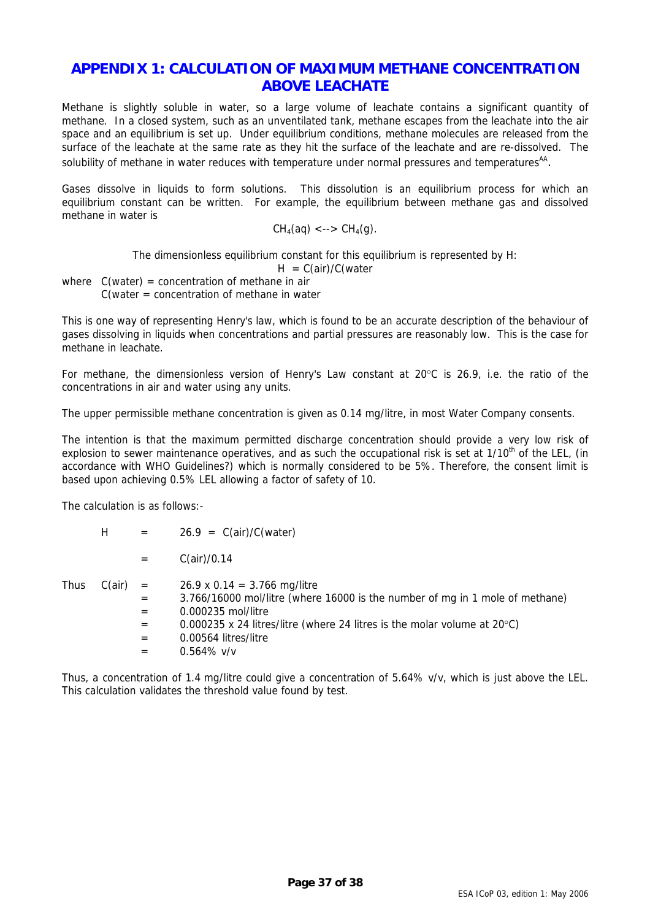# APPENDIX 1: CALCULATION OF MAXIMUM METHANE CONCENTRATION ABOVE LEACHATE

Methane is slightly soluble in water, so a large volume of leachate contains a significant quantity of methane. In a closed system, such as an unventilated tank, methane escapes from the leachate into the air space and an equilibrium is set up. Under equilibrium conditions, methane molecules are released from the surface of the leachate at the same rate as they hit the surface of the leachate and are re-dissolved. The solubility of methane in water reduces with temperature under normal pressures and temperatures[AA].

Gases dissolve in liquids to form solutions. This dissolution is an equilibrium process for which an equilibrium constant can be written. For example, the equilibrium between methane gas and dissolved methane in water is

$$CH_4(aq) <\!\!--> CH_4(g).$$

The dimensionless equilibrium constant for this equilibrium is represented by H:

H = C(air)/C(water

where C(water) = concentration of methane in air
C(water = concentration of methane in water

This is one way of representing Henry's law, which is found to be an accurate description of the behaviour of gases dissolving in liquids when concentrations and partial pressures are reasonably low. This is the case for methane in leachate.

For methane, the dimensionless version of Henry's Law constant at 20°C is 26.9, i.e. the ratio of the concentrations in air and water using any units.

The upper permissible methane concentration is given as 0.14 mg/litre, in most Water Company consents.

The intention is that the maximum permitted discharge concentration should provide a very low risk of explosion to sewer maintenance operatives, and as such the occupational risk is set at 1/10th of the LEL, (in accordance with WHO Guidelines?) which is normally considered to be 5%. Therefore, the consent limit is based upon achieving 0.5% LEL allowing a factor of safety of 10.

The calculation is as follows:-

| | | | |
|---|---|---|---|
| | H | = | 26.9 = C(air)/C(water) |
| | | = | C(air)/0.14 |
| Thus | C(air) | = | 26.9 x 0.14 = 3.766 mg/litre |
| | | = | 3.766/16000 mol/litre (where 16000 is the number of mg in 1 mole of methane) |
| | | = | 0.000235 mol/litre |
| | | = | 0.000235 x 24 litres/litre (where 24 litres is the molar volume at 20°C) |
| | | = | 0.00564 litres/litre |
| | | = | 0.564% v/v |

Thus, a concentration of 1.4 mg/litre could give a concentration of 5.64% v/v, which is just above the LEL. This calculation validates the threshold value found by test.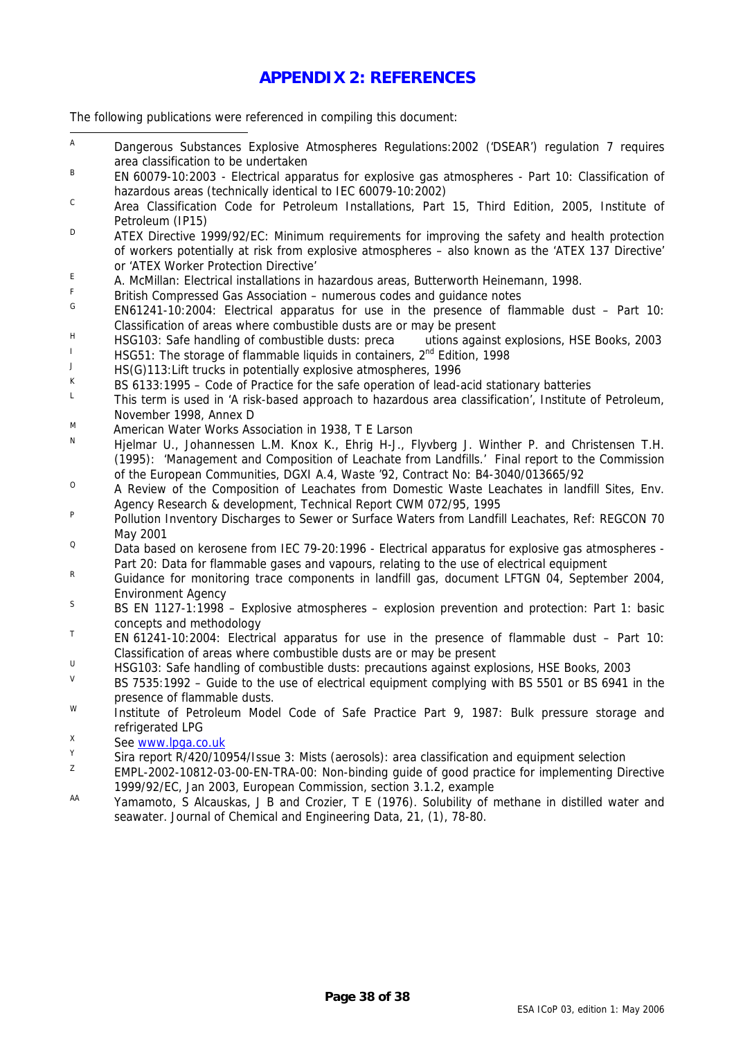# APPENDIX 2: REFERENCES

The following publications were referenced in compiling this document:

[A] Dangerous Substances Explosive Atmospheres Regulations:2002 ('DSEAR') regulation 7 requires area classification to be undertaken

[B] EN 60079-10:2003 - Electrical apparatus for explosive gas atmospheres - Part 10: Classification of hazardous areas (technically identical to IEC 60079-10:2002)

[C] Area Classification Code for Petroleum Installations, Part 15, Third Edition, 2005, Institute of Petroleum (IP15)

[D] ATEX Directive 1999/92/EC: Minimum requirements for improving the safety and health protection of workers potentially at risk from explosive atmospheres – also known as the 'ATEX 137 Directive' or 'ATEX Worker Protection Directive'

[E] A. McMillan: Electrical installations in hazardous areas, Butterworth Heinemann, 1998.

[F] British Compressed Gas Association – numerous codes and guidance notes

[G] EN61241-10:2004: Electrical apparatus for use in the presence of flammable dust – Part 10: Classification of areas where combustible dusts are or may be present

[H] HSG103: Safe handling of combustible dusts: precautions against explosions, HSE Books, 2003

[I] HSG51: The storage of flammable liquids in containers, 2nd Edition, 1998

[J] HS(G)113:Lift trucks in potentially explosive atmospheres, 1996

[K] BS 6133:1995 – Code of Practice for the safe operation of lead-acid stationary batteries

[L] This term is used in 'A risk-based approach to hazardous area classification', Institute of Petroleum, November 1998, Annex D

[M] American Water Works Association in 1938, T E Larson

[N] Hjelmar U., Johannessen L.M. Knox K., Ehrig H-J., Flyvberg J. Winther P. and Christensen T.H. (1995): 'Management and Composition of Leachate from Landfills.' Final report to the Commission of the European Communities, DGXI A.4, Waste '92, Contract No: B4-3040/013665/92

[O] A Review of the Composition of Leachates from Domestic Waste Leachates in landfill Sites, Env. Agency Research & development, Technical Report CWM 072/95, 1995

[P] Pollution Inventory Discharges to Sewer or Surface Waters from Landfill Leachates, Ref: REGCON 70 May 2001

[Q] Data based on kerosene from IEC 79-20:1996 - Electrical apparatus for explosive gas atmospheres - Part 20: Data for flammable gases and vapours, relating to the use of electrical equipment

[R] Guidance for monitoring trace components in landfill gas, document LFTGN 04, September 2004, Environment Agency

[S] BS EN 1127-1:1998 – Explosive atmospheres – explosion prevention and protection: Part 1: basic concepts and methodology

[T] EN 61241-10:2004: Electrical apparatus for use in the presence of flammable dust – Part 10: Classification of areas where combustible dusts are or may be present

[U] HSG103: Safe handling of combustible dusts: precautions against explosions, HSE Books, 2003

[V] BS 7535:1992 – Guide to the use of electrical equipment complying with BS 5501 or BS 6941 in the presence of flammable dusts.

[W] Institute of Petroleum Model Code of Safe Practice Part 9, 1987: Bulk pressure storage and refrigerated LPG

[X] See www.lpga.co.uk

[Y] Sira report R/420/10954/Issue 3: Mists (aerosols): area classification and equipment selection

[Z] EMPL-2002-10812-03-00-EN-TRA-00: Non-binding guide of good practice for implementing Directive 1999/92/EC, Jan 2003, European Commission, section 3.1.2, example

[AA] Yamamoto, S Alcauskas, J B and Crozier, T E (1976). Solubility of methane in distilled water and seawater. Journal of Chemical and Engineering Data, 21, (1), 78-80.